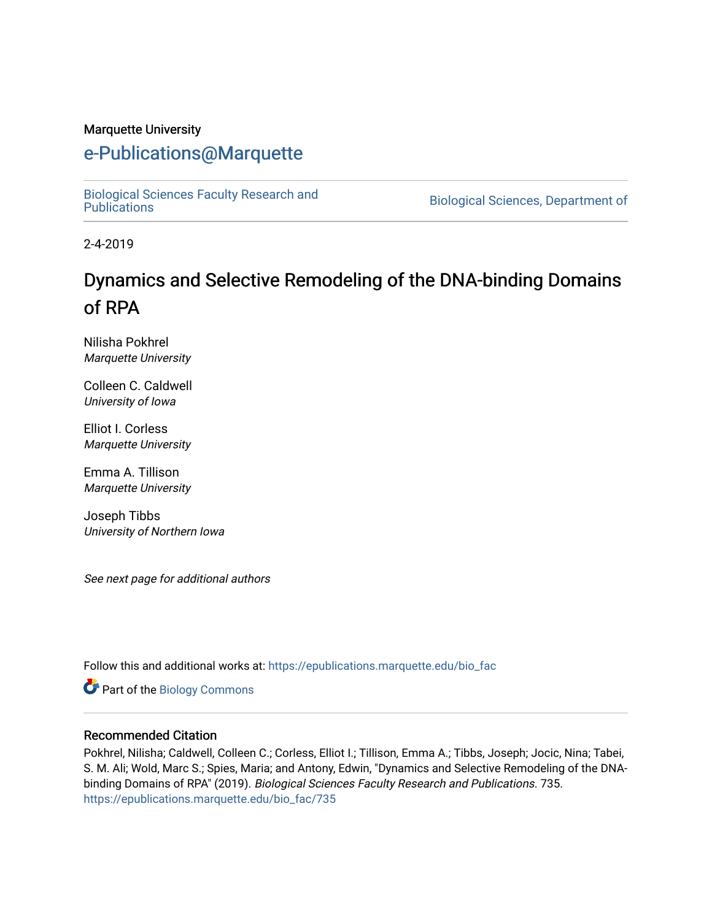Marquette University

# e-Publications@Marquette

Biological Sciences Faculty Research and Publications | Biological Sciences, Department of

2-4-2019

# Dynamics and Selective Remodeling of the DNA-binding Domains of RPA

Nilisha Pokhrel
*Marquette University*

Colleen C. Caldwell
*University of Iowa*

Elliot I. Corless
*Marquette University*

Emma A. Tillison
*Marquette University*

Joseph Tibbs
*University of Northern Iowa*

*See next page for additional authors*

Follow this and additional works at: https://epublications.marquette.edu/bio_fac

Part of the Biology Commons

### Recommended Citation

Pokhrel, Nilisha; Caldwell, Colleen C.; Corless, Elliot I.; Tillison, Emma A.; Tibbs, Joseph; Jocic, Nina; Tabei, S. M. Ali; Wold, Marc S.; Spies, Maria; and Antony, Edwin, "Dynamics and Selective Remodeling of the DNA-binding Domains of RPA" (2019). *Biological Sciences Faculty Research and Publications*. 735.
https://epublications.marquette.edu/bio_fac/735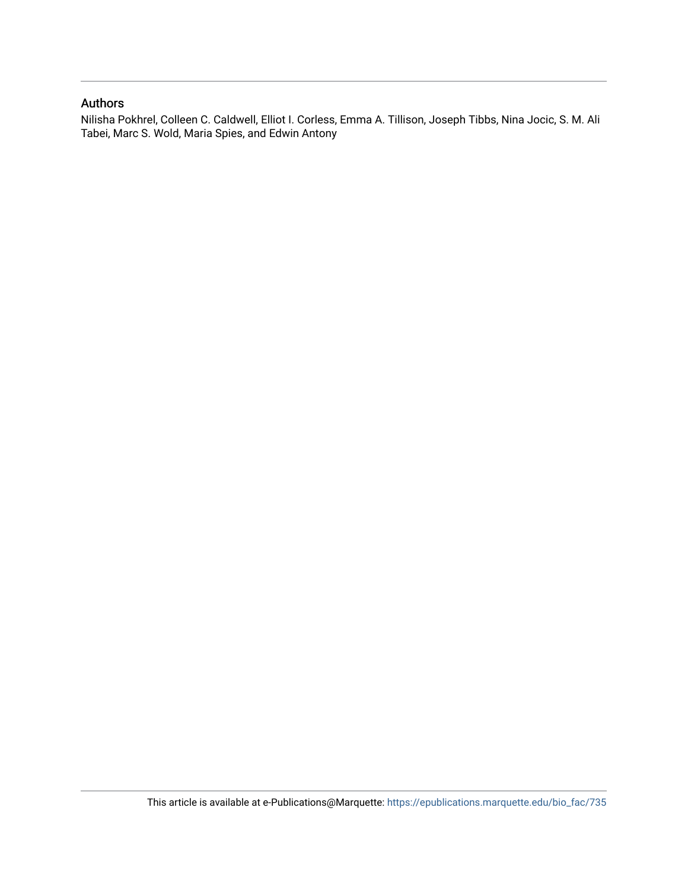## Authors

Nilisha Pokhrel, Colleen C. Caldwell, Elliot I. Corless, Emma A. Tillison, Joseph Tibbs, Nina Jocic, S. M. Ali Tabei, Marc S. Wold, Maria Spies, and Edwin Antony

This article is available at e-Publications@Marquette: https://epublications.marquette.edu/bio_fac/735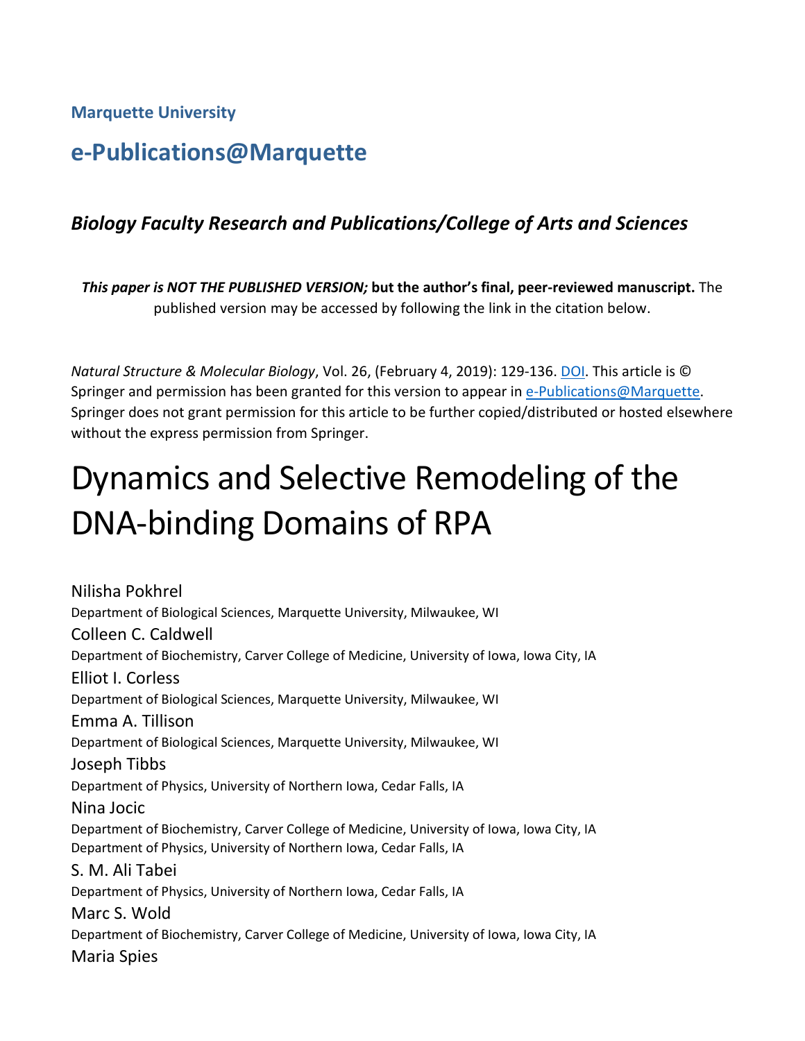**Marquette University**

# e-Publications@Marquette

### *Biology Faculty Research and Publications/College of Arts and Sciences*

***This paper is NOT THE PUBLISHED VERSION;*** **but the author's final, peer-reviewed manuscript.** The published version may be accessed by following the link in the citation below.

*Natural Structure & Molecular Biology*, Vol. 26, (February 4, 2019): 129-136. DOI. This article is © Springer and permission has been granted for this version to appear in e-Publications@Marquette. Springer does not grant permission for this article to be further copied/distributed or hosted elsewhere without the express permission from Springer.

# Dynamics and Selective Remodeling of the DNA-binding Domains of RPA

Nilisha Pokhrel
Department of Biological Sciences, Marquette University, Milwaukee, WI

Colleen C. Caldwell
Department of Biochemistry, Carver College of Medicine, University of Iowa, Iowa City, IA

Elliot I. Corless
Department of Biological Sciences, Marquette University, Milwaukee, WI

Emma A. Tillison
Department of Biological Sciences, Marquette University, Milwaukee, WI

Joseph Tibbs
Department of Physics, University of Northern Iowa, Cedar Falls, IA

Nina Jocic
Department of Biochemistry, Carver College of Medicine, University of Iowa, Iowa City, IA
Department of Physics, University of Northern Iowa, Cedar Falls, IA

S. M. Ali Tabei
Department of Physics, University of Northern Iowa, Cedar Falls, IA

Marc S. Wold
Department of Biochemistry, Carver College of Medicine, University of Iowa, Iowa City, IA

Maria Spies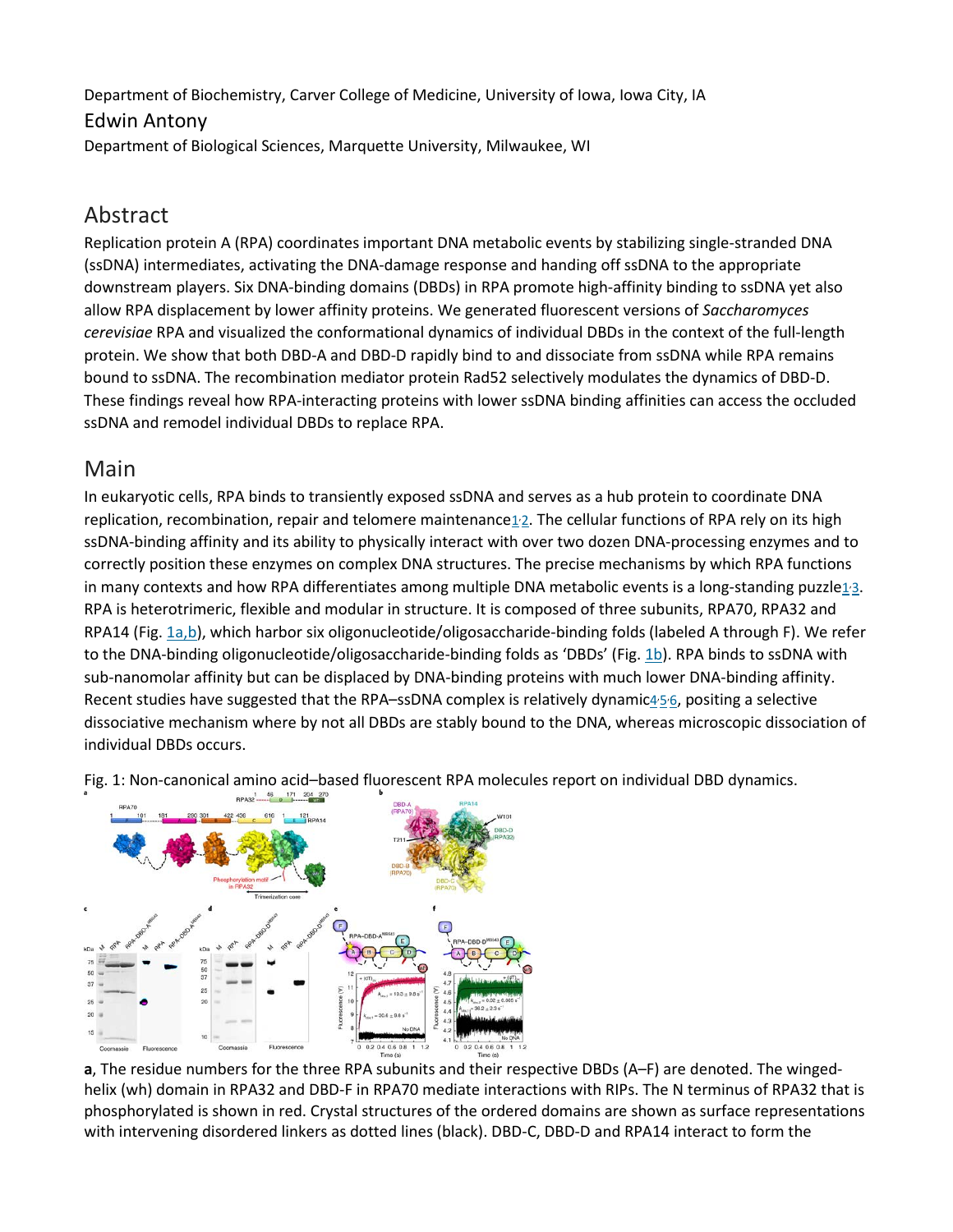Department of Biochemistry, Carver College of Medicine, University of Iowa, Iowa City, IA

Edwin Antony

Department of Biological Sciences, Marquette University, Milwaukee, WI

## Abstract

Replication protein A (RPA) coordinates important DNA metabolic events by stabilizing single-stranded DNA (ssDNA) intermediates, activating the DNA-damage response and handing off ssDNA to the appropriate downstream players. Six DNA-binding domains (DBDs) in RPA promote high-affinity binding to ssDNA yet also allow RPA displacement by lower affinity proteins. We generated fluorescent versions of *Saccharomyces cerevisiae* RPA and visualized the conformational dynamics of individual DBDs in the context of the full-length protein. We show that both DBD-A and DBD-D rapidly bind to and dissociate from ssDNA while RPA remains bound to ssDNA. The recombination mediator protein Rad52 selectively modulates the dynamics of DBD-D. These findings reveal how RPA-interacting proteins with lower ssDNA binding affinities can access the occluded ssDNA and remodel individual DBDs to replace RPA.

## Main

In eukaryotic cells, RPA binds to transiently exposed ssDNA and serves as a hub protein to coordinate DNA replication, recombination, repair and telomere maintenance[1,2]. The cellular functions of RPA rely on its high ssDNA-binding affinity and its ability to physically interact with over two dozen DNA-processing enzymes and to correctly position these enzymes on complex DNA structures. The precise mechanisms by which RPA functions in many contexts and how RPA differentiates among multiple DNA metabolic events is a long-standing puzzle[1,3]. RPA is heterotrimeric, flexible and modular in structure. It is composed of three subunits, RPA70, RPA32 and RPA14 (Fig. 1a,b), which harbor six oligonucleotide/oligosaccharide-binding folds (labeled A through F). We refer to the DNA-binding oligonucleotide/oligosaccharide-binding folds as 'DBDs' (Fig. 1b). RPA binds to ssDNA with sub-nanomolar affinity but can be displaced by DNA-binding proteins with much lower DNA-binding affinity. Recent studies have suggested that the RPA–ssDNA complex is relatively dynamic[4,5,6], positing a selective dissociative mechanism where by not all DBDs are stably bound to the DNA, whereas microscopic dissociation of individual DBDs occurs.

Fig. 1: Non-canonical amino acid–based fluorescent RPA molecules report on individual DBD dynamics.

**a**, The residue numbers for the three RPA subunits and their respective DBDs (A–F) are denoted. The winged-helix (wh) domain in RPA32 and DBD-F in RPA70 mediate interactions with RIPs. The N terminus of RPA32 that is phosphorylated is shown in red. Crystal structures of the ordered domains are shown as surface representations with intervening disordered linkers as dotted lines (black). DBD-C, DBD-D and RPA14 interact to form the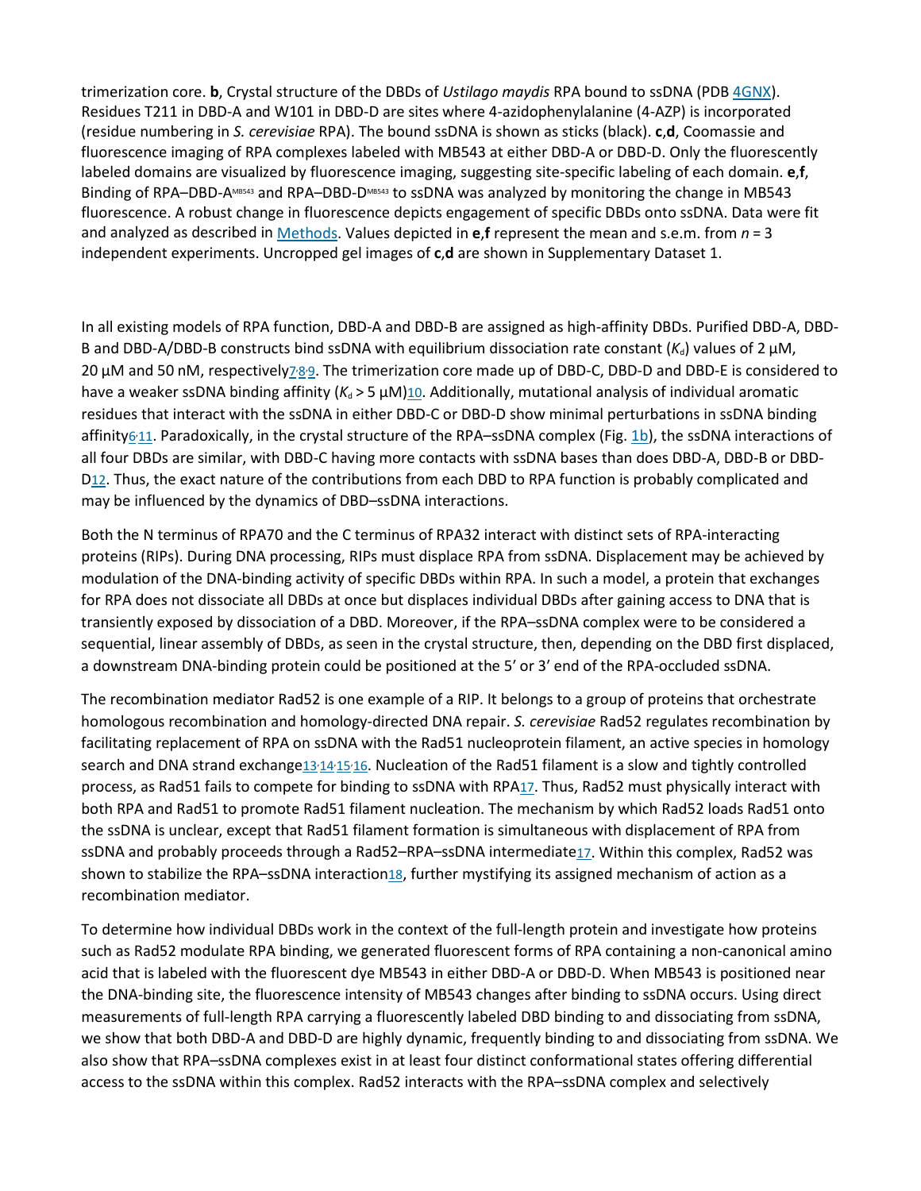trimerization core. **b**, Crystal structure of the DBDs of *Ustilago maydis* RPA bound to ssDNA (PDB 4GNX). Residues T211 in DBD-A and W101 in DBD-D are sites where 4-azidophenylalanine (4-AZP) is incorporated (residue numbering in *S. cerevisiae* RPA). The bound ssDNA is shown as sticks (black). **c**,**d**, Coomassie and fluorescence imaging of RPA complexes labeled with MB543 at either DBD-A or DBD-D. Only the fluorescently labeled domains are visualized by fluorescence imaging, suggesting site-specific labeling of each domain. **e**,**f**, Binding of RPA–DBD-A$^{MB543}$ and RPA–DBD-D$^{MB543}$ to ssDNA was analyzed by monitoring the change in MB543 fluorescence. A robust change in fluorescence depicts engagement of specific DBDs onto ssDNA. Data were fit and analyzed as described in Methods. Values depicted in **e**,**f** represent the mean and s.e.m. from $n$ = 3 independent experiments. Uncropped gel images of **c**,**d** are shown in Supplementary Dataset 1.

In all existing models of RPA function, DBD-A and DBD-B are assigned as high-affinity DBDs. Purified DBD-A, DBD-B and DBD-A/DBD-B constructs bind ssDNA with equilibrium dissociation rate constant ($K_d$) values of 2 µM, 20 µM and 50 nM, respectively[7,8,9]. The trimerization core made up of DBD-C, DBD-D and DBD-E is considered to have a weaker ssDNA binding affinity ($K_d$ > 5 µM)[10]. Additionally, mutational analysis of individual aromatic residues that interact with the ssDNA in either DBD-C or DBD-D show minimal perturbations in ssDNA binding affinity[6,11]. Paradoxically, in the crystal structure of the RPA–ssDNA complex (Fig. 1b), the ssDNA interactions of all four DBDs are similar, with DBD-C having more contacts with ssDNA bases than does DBD-A, DBD-B or DBD-D[12]. Thus, the exact nature of the contributions from each DBD to RPA function is probably complicated and may be influenced by the dynamics of DBD–ssDNA interactions.

Both the N terminus of RPA70 and the C terminus of RPA32 interact with distinct sets of RPA-interacting proteins (RIPs). During DNA processing, RIPs must displace RPA from ssDNA. Displacement may be achieved by modulation of the DNA-binding activity of specific DBDs within RPA. In such a model, a protein that exchanges for RPA does not dissociate all DBDs at once but displaces individual DBDs after gaining access to DNA that is transiently exposed by dissociation of a DBD. Moreover, if the RPA–ssDNA complex were to be considered a sequential, linear assembly of DBDs, as seen in the crystal structure, then, depending on the DBD first displaced, a downstream DNA-binding protein could be positioned at the 5′ or 3′ end of the RPA-occluded ssDNA.

The recombination mediator Rad52 is one example of a RIP. It belongs to a group of proteins that orchestrate homologous recombination and homology-directed DNA repair. *S. cerevisiae* Rad52 regulates recombination by facilitating replacement of RPA on ssDNA with the Rad51 nucleoprotein filament, an active species in homology search and DNA strand exchange[13,14,15,16]. Nucleation of the Rad51 filament is a slow and tightly controlled process, as Rad51 fails to compete for binding to ssDNA with RPA[17]. Thus, Rad52 must physically interact with both RPA and Rad51 to promote Rad51 filament nucleation. The mechanism by which Rad52 loads Rad51 onto the ssDNA is unclear, except that Rad51 filament formation is simultaneous with displacement of RPA from ssDNA and probably proceeds through a Rad52–RPA–ssDNA intermediate[17]. Within this complex, Rad52 was shown to stabilize the RPA–ssDNA interaction[18], further mystifying its assigned mechanism of action as a recombination mediator.

To determine how individual DBDs work in the context of the full-length protein and investigate how proteins such as Rad52 modulate RPA binding, we generated fluorescent forms of RPA containing a non-canonical amino acid that is labeled with the fluorescent dye MB543 in either DBD-A or DBD-D. When MB543 is positioned near the DNA-binding site, the fluorescence intensity of MB543 changes after binding to ssDNA occurs. Using direct measurements of full-length RPA carrying a fluorescently labeled DBD binding to and dissociating from ssDNA, we show that both DBD-A and DBD-D are highly dynamic, frequently binding to and dissociating from ssDNA. We also show that RPA–ssDNA complexes exist in at least four distinct conformational states offering differential access to the ssDNA within this complex. Rad52 interacts with the RPA–ssDNA complex and selectively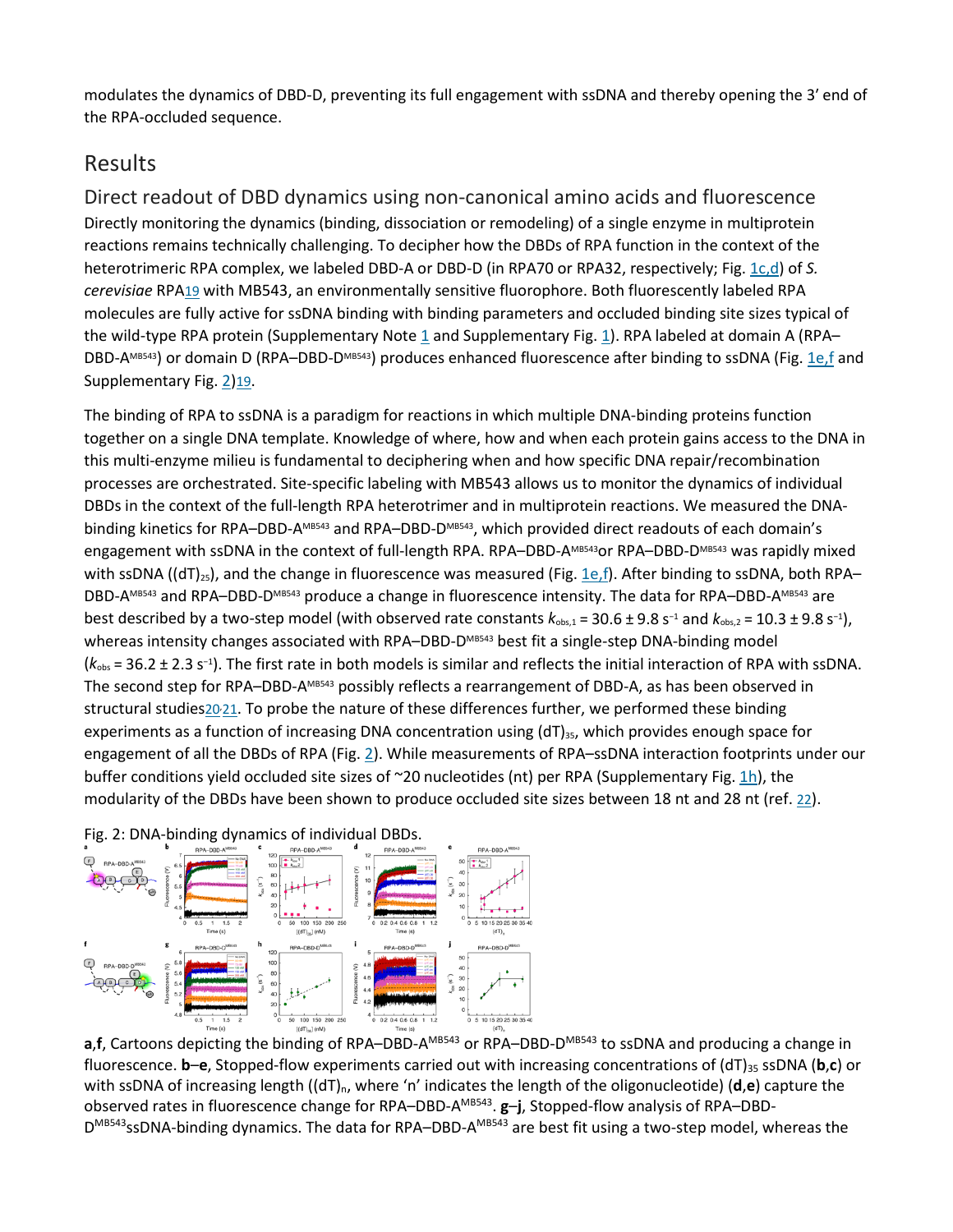modulates the dynamics of DBD-D, preventing its full engagement with ssDNA and thereby opening the 3′ end of the RPA-occluded sequence.

## Results

### Direct readout of DBD dynamics using non-canonical amino acids and fluorescence

Directly monitoring the dynamics (binding, dissociation or remodeling) of a single enzyme in multiprotein reactions remains technically challenging. To decipher how the DBDs of RPA function in the context of the heterotrimeric RPA complex, we labeled DBD-A or DBD-D (in RPA70 or RPA32, respectively; Fig. 1c,d) of *S. cerevisiae* RPA[19] with MB543, an environmentally sensitive fluorophore. Both fluorescently labeled RPA molecules are fully active for ssDNA binding with binding parameters and occluded binding site sizes typical of the wild-type RPA protein (Supplementary Note 1 and Supplementary Fig. 1). RPA labeled at domain A (RPA–DBD-$A^{MB543}$) or domain D (RPA–DBD-$D^{MB543}$) produces enhanced fluorescence after binding to ssDNA (Fig. 1e,f and Supplementary Fig. 2)[19].

The binding of RPA to ssDNA is a paradigm for reactions in which multiple DNA-binding proteins function together on a single DNA template. Knowledge of where, how and when each protein gains access to the DNA in this multi-enzyme milieu is fundamental to deciphering when and how specific DNA repair/recombination processes are orchestrated. Site-specific labeling with MB543 allows us to monitor the dynamics of individual DBDs in the context of the full-length RPA heterotrimer and in multiprotein reactions. We measured the DNA-binding kinetics for RPA–DBD-$A^{MB543}$ and RPA–DBD-$D^{MB543}$, which provided direct readouts of each domain's engagement with ssDNA in the context of full-length RPA. RPA–DBD-$A^{MB543}$or RPA–DBD-$D^{MB543}$ was rapidly mixed with ssDNA ($(dT)_{25}$), and the change in fluorescence was measured (Fig. 1e,f). After binding to ssDNA, both RPA–DBD-$A^{MB543}$ and RPA–DBD-$D^{MB543}$ produce a change in fluorescence intensity. The data for RPA–DBD-$A^{MB543}$ are best described by a two-step model (with observed rate constants $k_{obs,1} = 30.6 \pm 9.8\ s^{-1}$ and $k_{obs,2} = 10.3 \pm 9.8\ s^{-1}$), whereas intensity changes associated with RPA–DBD-$D^{MB543}$ best fit a single-step DNA-binding model ($k_{obs} = 36.2 \pm 2.3\ s^{-1}$). The first rate in both models is similar and reflects the initial interaction of RPA with ssDNA. The second step for RPA–DBD-$A^{MB543}$ possibly reflects a rearrangement of DBD-A, as has been observed in structural studies[20,21]. To probe the nature of these differences further, we performed these binding experiments as a function of increasing DNA concentration using $(dT)_{35}$, which provides enough space for engagement of all the DBDs of RPA (Fig. 2). While measurements of RPA–ssDNA interaction footprints under our buffer conditions yield occluded site sizes of ~20 nucleotides (nt) per RPA (Supplementary Fig. 1h), the modularity of the DBDs have been shown to produce occluded site sizes between 18 nt and 28 nt (ref. [22]).

Fig. 2: DNA-binding dynamics of individual DBDs.

**a**,**f**, Cartoons depicting the binding of RPA–DBD-$A^{MB543}$ or RPA–DBD-$D^{MB543}$ to ssDNA and producing a change in fluorescence. **b**–**e**, Stopped-flow experiments carried out with increasing concentrations of $(dT)_{35}$ ssDNA (**b**,**c**) or with ssDNA of increasing length ($(dT)_n$, where 'n' indicates the length of the oligonucleotide) (**d**,**e**) capture the observed rates in fluorescence change for RPA–DBD-$A^{MB543}$. **g**–**j**, Stopped-flow analysis of RPA–DBD-$D^{MB543}$ssDNA-binding dynamics. The data for RPA–DBD-$A^{MB543}$ are best fit using a two-step model, whereas the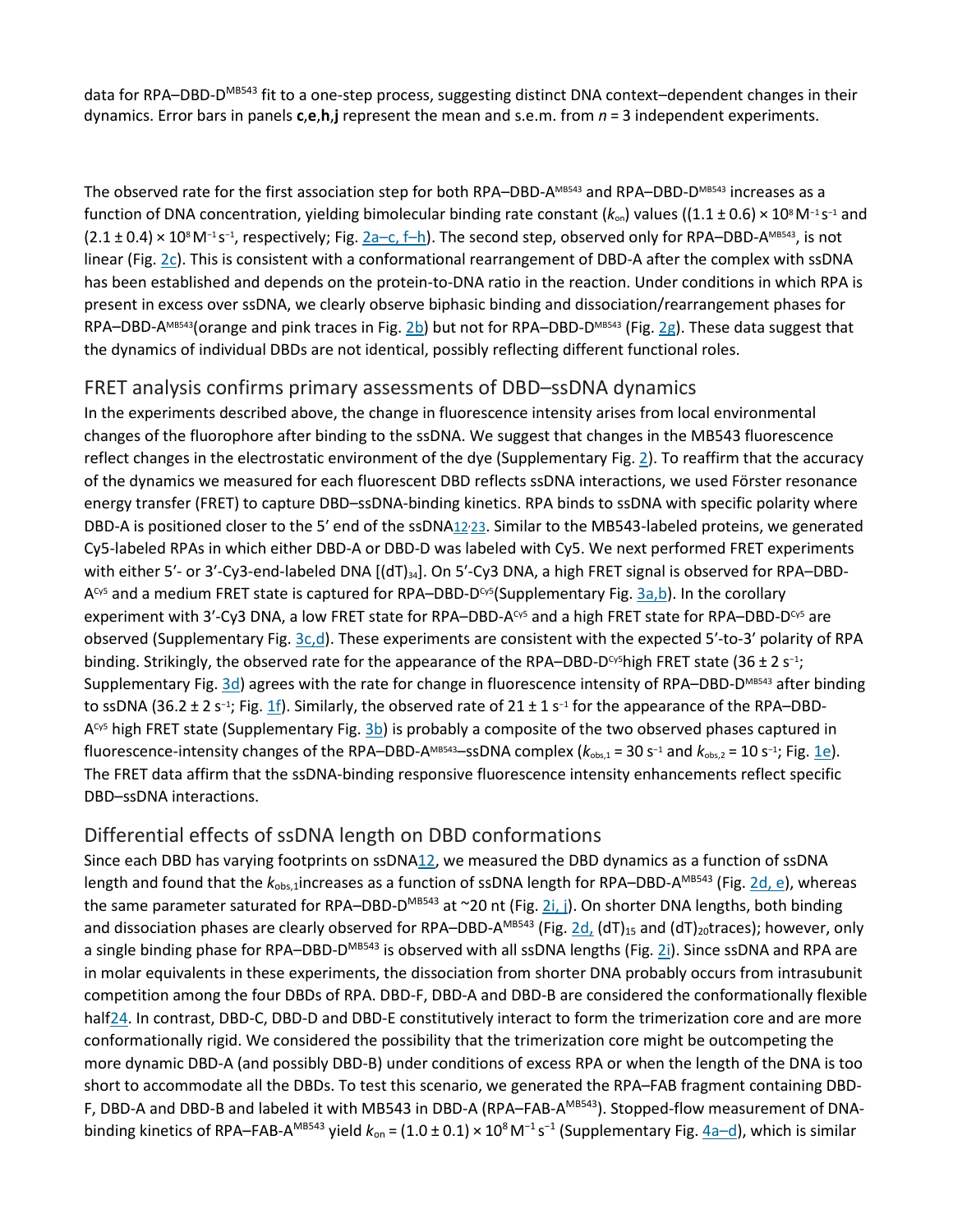data for RPA–DBD-D$^{MB543}$ fit to a one-step process, suggesting distinct DNA context–dependent changes in their dynamics. Error bars in panels **c**,**e**,**h**,**j** represent the mean and s.e.m. from *n* = 3 independent experiments.

The observed rate for the first association step for both RPA–DBD-A$^{MB543}$ and RPA–DBD-D$^{MB543}$ increases as a function of DNA concentration, yielding bimolecular binding rate constant ($k_{on}$) values ($(1.1 \pm 0.6) \times 10^{8}\,M^{-1}s^{-1}$ and $(2.1 \pm 0.4) \times 10^{8}\,M^{-1}s^{-1}$, respectively; Fig. 2a–c, f–h). The second step, observed only for RPA–DBD-A$^{MB543}$, is not linear (Fig. 2c). This is consistent with a conformational rearrangement of DBD-A after the complex with ssDNA has been established and depends on the protein-to-DNA ratio in the reaction. Under conditions in which RPA is present in excess over ssDNA, we clearly observe biphasic binding and dissociation/rearrangement phases for RPA–DBD-A$^{MB543}$(orange and pink traces in Fig. 2b) but not for RPA–DBD-D$^{MB543}$ (Fig. 2g). These data suggest that the dynamics of individual DBDs are not identical, possibly reflecting different functional roles.

## FRET analysis confirms primary assessments of DBD–ssDNA dynamics

In the experiments described above, the change in fluorescence intensity arises from local environmental changes of the fluorophore after binding to the ssDNA. We suggest that changes in the MB543 fluorescence reflect changes in the electrostatic environment of the dye (Supplementary Fig. 2). To reaffirm that the accuracy of the dynamics we measured for each fluorescent DBD reflects ssDNA interactions, we used Förster resonance energy transfer (FRET) to capture DBD–ssDNA-binding kinetics. RPA binds to ssDNA with specific polarity where DBD-A is positioned closer to the 5′ end of the ssDNA[12,23]. Similar to the MB543-labeled proteins, we generated Cy5-labeled RPAs in which either DBD-A or DBD-D was labeled with Cy5. We next performed FRET experiments with either 5′- or 3′-Cy3-end-labeled DNA [$(dT)_{34}$]. On 5′-Cy3 DNA, a high FRET signal is observed for RPA–DBD-A$^{Cy5}$ and a medium FRET state is captured for RPA–DBD-D$^{Cy5}$(Supplementary Fig. 3a,b). In the corollary experiment with 3′-Cy3 DNA, a low FRET state for RPA–DBD-A$^{Cy5}$ and a high FRET state for RPA–DBD-D$^{Cy5}$ are observed (Supplementary Fig. 3c,d). These experiments are consistent with the expected 5′-to-3′ polarity of RPA binding. Strikingly, the observed rate for the appearance of the RPA–DBD-D$^{Cy5}$high FRET state ($36 \pm 2\,s^{-1}$; Supplementary Fig. 3d) agrees with the rate for change in fluorescence intensity of RPA–DBD-D$^{MB543}$ after binding to ssDNA ($36.2 \pm 2\,s^{-1}$; Fig. 1f). Similarly, the observed rate of $21 \pm 1\,s^{-1}$ for the appearance of the RPA–DBD-A$^{Cy5}$ high FRET state (Supplementary Fig. 3b) is probably a composite of the two observed phases captured in fluorescence-intensity changes of the RPA–DBD-A$^{MB543}$–ssDNA complex ($k_{obs,1} = 30\,s^{-1}$ and $k_{obs,2} = 10\,s^{-1}$; Fig. 1e). The FRET data affirm that the ssDNA-binding responsive fluorescence intensity enhancements reflect specific DBD–ssDNA interactions.

## Differential effects of ssDNA length on DBD conformations

Since each DBD has varying footprints on ssDNA[12], we measured the DBD dynamics as a function of ssDNA length and found that the $k_{obs,1}$increases as a function of ssDNA length for RPA–DBD-A$^{MB543}$ (Fig. 2d, e), whereas the same parameter saturated for RPA–DBD-D$^{MB543}$ at ~20 nt (Fig. 2i, j). On shorter DNA lengths, both binding and dissociation phases are clearly observed for RPA–DBD-A$^{MB543}$ (Fig. 2d, $(dT)_{15}$ and $(dT)_{20}$traces); however, only a single binding phase for RPA–DBD-D$^{MB543}$ is observed with all ssDNA lengths (Fig. 2i). Since ssDNA and RPA are in molar equivalents in these experiments, the dissociation from shorter DNA probably occurs from intrasubunit competition among the four DBDs of RPA. DBD-F, DBD-A and DBD-B are considered the conformationally flexible half[24]. In contrast, DBD-C, DBD-D and DBD-E constitutively interact to form the trimerization core and are more conformationally rigid. We considered the possibility that the trimerization core might be outcompeting the more dynamic DBD-A (and possibly DBD-B) under conditions of excess RPA or when the length of the DNA is too short to accommodate all the DBDs. To test this scenario, we generated the RPA–FAB fragment containing DBD-F, DBD-A and DBD-B and labeled it with MB543 in DBD-A (RPA–FAB-A$^{MB543}$). Stopped-flow measurement of DNA-binding kinetics of RPA–FAB-A$^{MB543}$ yield $k_{on} = (1.0 \pm 0.1) \times 10^{8}\,M^{-1}s^{-1}$ (Supplementary Fig. 4a–d), which is similar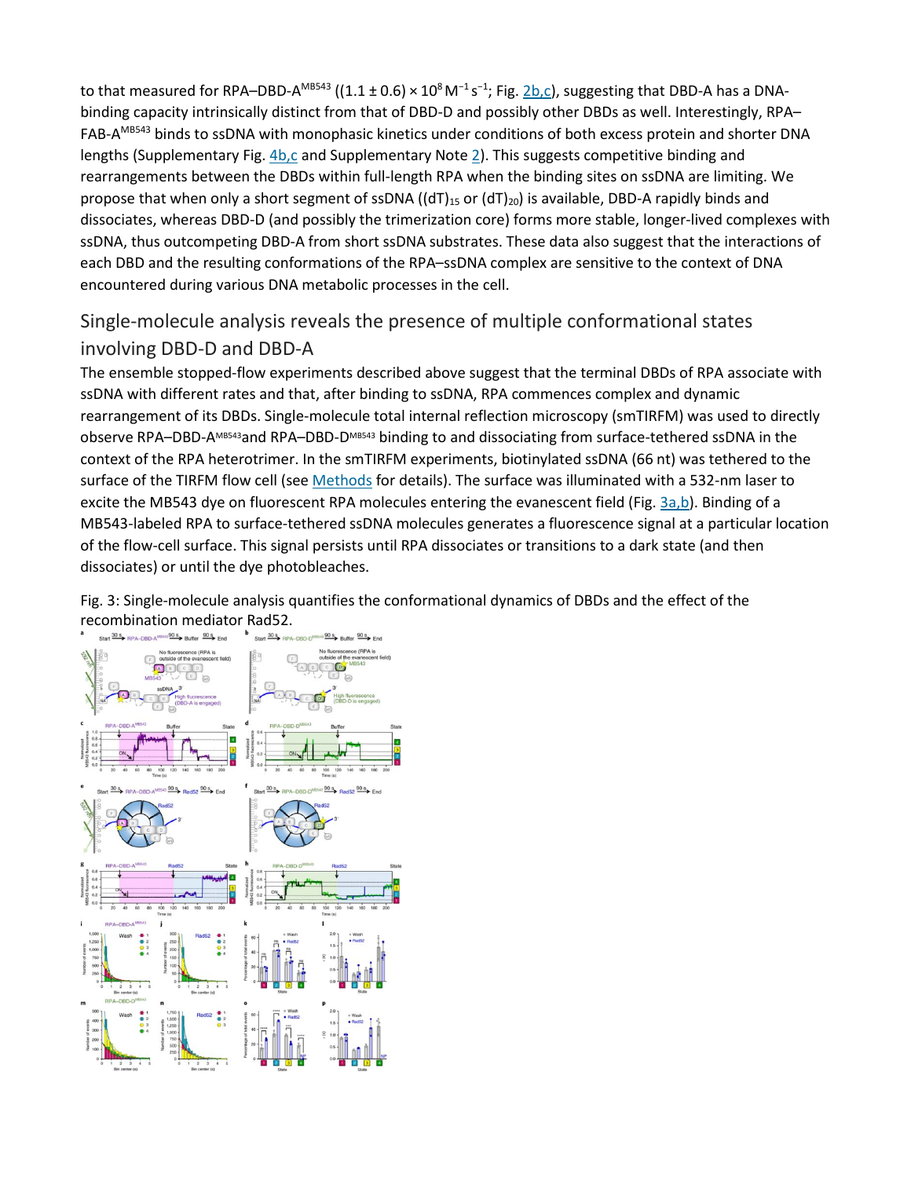to that measured for RPA–DBD-A$^{MB543}$ ($(1.1 \pm 0.6) \times 10^8\ M^{-1}\ s^{-1}$; Fig. 2b,c), suggesting that DBD-A has a DNA-binding capacity intrinsically distinct from that of DBD-D and possibly other DBDs as well. Interestingly, RPA–FAB-A$^{MB543}$ binds to ssDNA with monophasic kinetics under conditions of both excess protein and shorter DNA lengths (Supplementary Fig. 4b,c and Supplementary Note 2). This suggests competitive binding and rearrangements between the DBDs within full-length RPA when the binding sites on ssDNA are limiting. We propose that when only a short segment of ssDNA ($(dT)_{15}$ or $(dT)_{20}$) is available, DBD-A rapidly binds and dissociates, whereas DBD-D (and possibly the trimerization core) forms more stable, longer-lived complexes with ssDNA, thus outcompeting DBD-A from short ssDNA substrates. These data also suggest that the interactions of each DBD and the resulting conformations of the RPA–ssDNA complex are sensitive to the context of DNA encountered during various DNA metabolic processes in the cell.

## Single-molecule analysis reveals the presence of multiple conformational states involving DBD-D and DBD-A

The ensemble stopped-flow experiments described above suggest that the terminal DBDs of RPA associate with ssDNA with different rates and that, after binding to ssDNA, RPA commences complex and dynamic rearrangement of its DBDs. Single-molecule total internal reflection microscopy (smTIRFM) was used to directly observe RPA–DBD-A$^{MB543}$ and RPA–DBD-D$^{MB543}$ binding to and dissociating from surface-tethered ssDNA in the context of the RPA heterotrimer. In the smTIRFM experiments, biotinylated ssDNA (66 nt) was tethered to the surface of the TIRFM flow cell (see Methods for details). The surface was illuminated with a 532-nm laser to excite the MB543 dye on fluorescent RPA molecules entering the evanescent field (Fig. 3a,b). Binding of a MB543-labeled RPA to surface-tethered ssDNA molecules generates a fluorescence signal at a particular location of the flow-cell surface. This signal persists until RPA dissociates or transitions to a dark state (and then dissociates) or until the dye photobleaches.

Fig. 3: Single-molecule analysis quantifies the conformational dynamics of DBDs and the effect of the recombination mediator Rad52.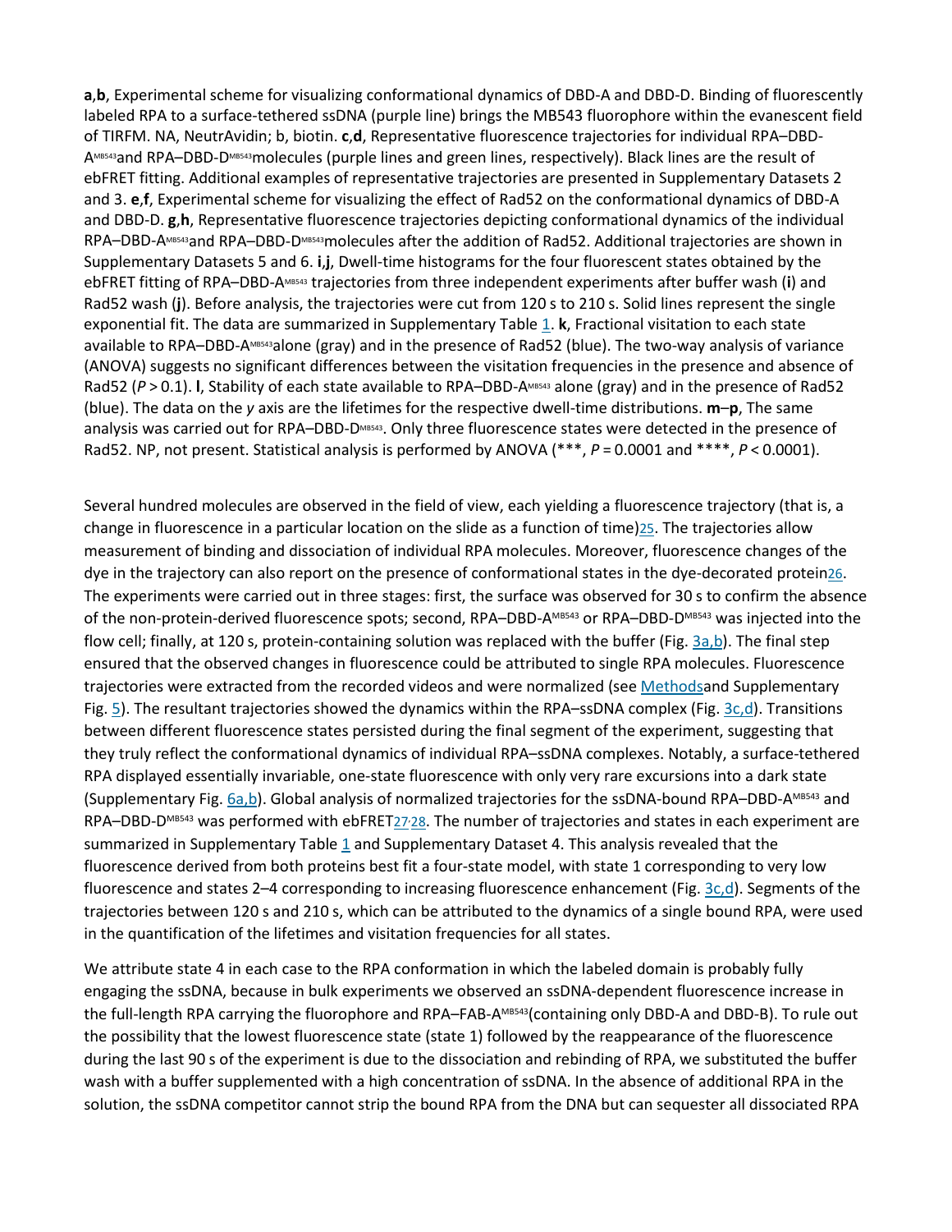**a**,**b**, Experimental scheme for visualizing conformational dynamics of DBD-A and DBD-D. Binding of fluorescently labeled RPA to a surface-tethered ssDNA (purple line) brings the MB543 fluorophore within the evanescent field of TIRFM. NA, NeutrAvidin; b, biotin. **c**,**d**, Representative fluorescence trajectories for individual RPA–DBD-A$^{MB543}$ and RPA–DBD-D$^{MB543}$ molecules (purple lines and green lines, respectively). Black lines are the result of ebFRET fitting. Additional examples of representative trajectories are presented in Supplementary Datasets 2 and 3. **e**,**f**, Experimental scheme for visualizing the effect of Rad52 on the conformational dynamics of DBD-A and DBD-D. **g**,**h**, Representative fluorescence trajectories depicting conformational dynamics of the individual RPA–DBD-A$^{MB543}$ and RPA–DBD-D$^{MB543}$ molecules after the addition of Rad52. Additional trajectories are shown in Supplementary Datasets 5 and 6. **i**,**j**, Dwell-time histograms for the four fluorescent states obtained by the ebFRET fitting of RPA–DBD-A$^{MB543}$ trajectories from three independent experiments after buffer wash (**i**) and Rad52 wash (**j**). Before analysis, the trajectories were cut from 120 s to 210 s. Solid lines represent the single exponential fit. The data are summarized in Supplementary Table 1. **k**, Fractional visitation to each state available to RPA–DBD-A$^{MB543}$ alone (gray) and in the presence of Rad52 (blue). The two-way analysis of variance (ANOVA) suggests no significant differences between the visitation frequencies in the presence and absence of Rad52 ($P > 0.1$). **l**, Stability of each state available to RPA–DBD-A$^{MB543}$ alone (gray) and in the presence of Rad52 (blue). The data on the *y* axis are the lifetimes for the respective dwell-time distributions. **m**–**p**, The same analysis was carried out for RPA–DBD-D$^{MB543}$. Only three fluorescence states were detected in the presence of Rad52. NP, not present. Statistical analysis is performed by ANOVA (***, $P = 0.0001$ and ****, $P < 0.0001$).

Several hundred molecules are observed in the field of view, each yielding a fluorescence trajectory (that is, a change in fluorescence in a particular location on the slide as a function of time)[25]. The trajectories allow measurement of binding and dissociation of individual RPA molecules. Moreover, fluorescence changes of the dye in the trajectory can also report on the presence of conformational states in the dye-decorated protein[26]. The experiments were carried out in three stages: first, the surface was observed for 30 s to confirm the absence of the non-protein-derived fluorescence spots; second, RPA–DBD-A$^{MB543}$ or RPA–DBD-D$^{MB543}$ was injected into the flow cell; finally, at 120 s, protein-containing solution was replaced with the buffer (Fig. 3a,b). The final step ensured that the observed changes in fluorescence could be attributed to single RPA molecules. Fluorescence trajectories were extracted from the recorded videos and were normalized (see Methods and Supplementary Fig. 5). The resultant trajectories showed the dynamics within the RPA–ssDNA complex (Fig. 3c,d). Transitions between different fluorescence states persisted during the final segment of the experiment, suggesting that they truly reflect the conformational dynamics of individual RPA–ssDNA complexes. Notably, a surface-tethered RPA displayed essentially invariable, one-state fluorescence with only very rare excursions into a dark state (Supplementary Fig. 6a,b). Global analysis of normalized trajectories for the ssDNA-bound RPA–DBD-A$^{MB543}$ and RPA–DBD-D$^{MB543}$ was performed with ebFRET[27,28]. The number of trajectories and states in each experiment are summarized in Supplementary Table 1 and Supplementary Dataset 4. This analysis revealed that the fluorescence derived from both proteins best fit a four-state model, with state 1 corresponding to very low fluorescence and states 2–4 corresponding to increasing fluorescence enhancement (Fig. 3c,d). Segments of the trajectories between 120 s and 210 s, which can be attributed to the dynamics of a single bound RPA, were used in the quantification of the lifetimes and visitation frequencies for all states.

We attribute state 4 in each case to the RPA conformation in which the labeled domain is probably fully engaging the ssDNA, because in bulk experiments we observed an ssDNA-dependent fluorescence increase in the full-length RPA carrying the fluorophore and RPA–FAB-A$^{MB543}$ (containing only DBD-A and DBD-B). To rule out the possibility that the lowest fluorescence state (state 1) followed by the reappearance of the fluorescence during the last 90 s of the experiment is due to the dissociation and rebinding of RPA, we substituted the buffer wash with a buffer supplemented with a high concentration of ssDNA. In the absence of additional RPA in the solution, the ssDNA competitor cannot strip the bound RPA from the DNA but can sequester all dissociated RPA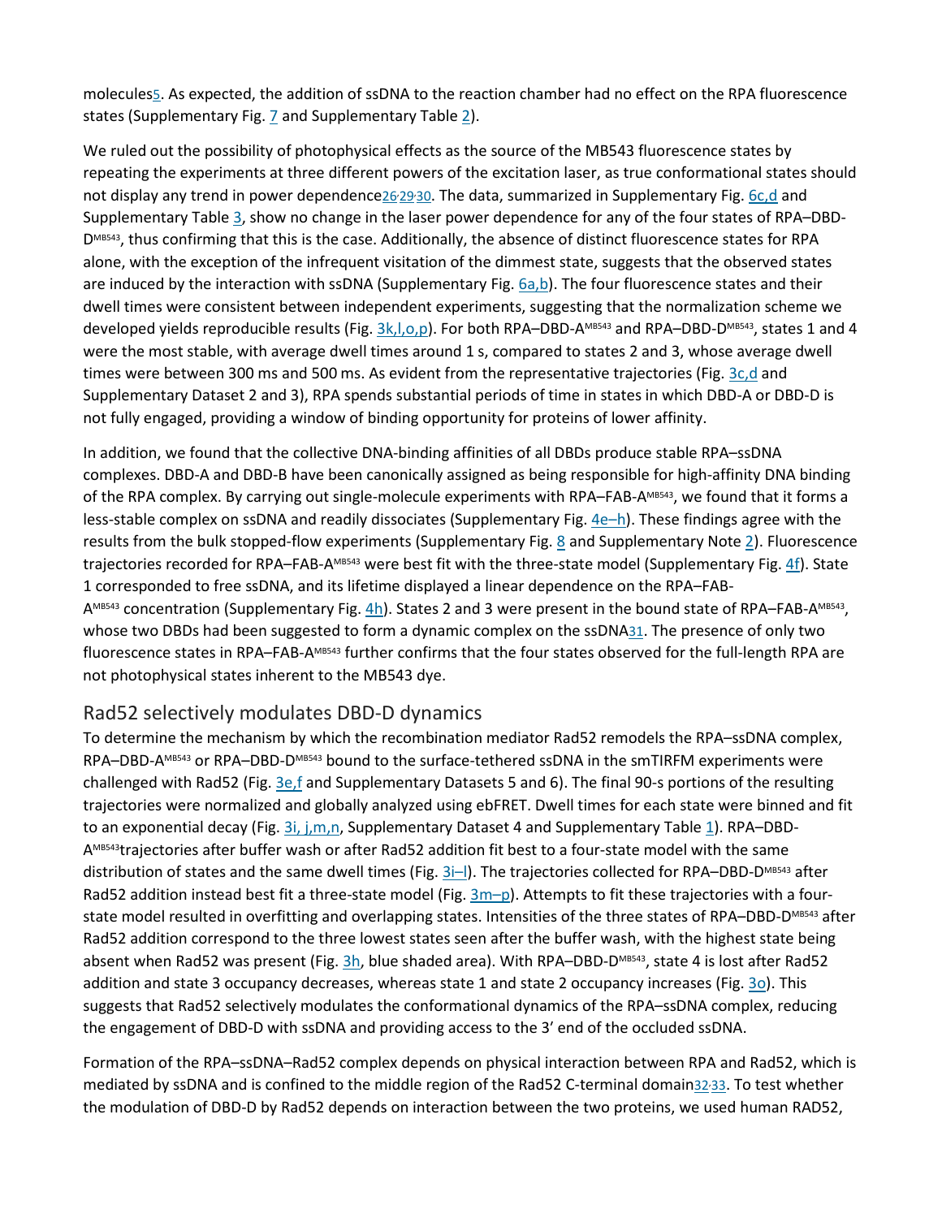molecules[5]. As expected, the addition of ssDNA to the reaction chamber had no effect on the RPA fluorescence states (Supplementary Fig. 7 and Supplementary Table 2).

We ruled out the possibility of photophysical effects as the source of the MB543 fluorescence states by repeating the experiments at three different powers of the excitation laser, as true conformational states should not display any trend in power dependence[26,29,30]. The data, summarized in Supplementary Fig. 6c,d and Supplementary Table 3, show no change in the laser power dependence for any of the four states of RPA–DBD-D$^{MB543}$, thus confirming that this is the case. Additionally, the absence of distinct fluorescence states for RPA alone, with the exception of the infrequent visitation of the dimmest state, suggests that the observed states are induced by the interaction with ssDNA (Supplementary Fig. 6a,b). The four fluorescence states and their dwell times were consistent between independent experiments, suggesting that the normalization scheme we developed yields reproducible results (Fig. 3k,l,o,p). For both RPA–DBD-A$^{MB543}$ and RPA–DBD-D$^{MB543}$, states 1 and 4 were the most stable, with average dwell times around 1 s, compared to states 2 and 3, whose average dwell times were between 300 ms and 500 ms. As evident from the representative trajectories (Fig. 3c,d and Supplementary Dataset 2 and 3), RPA spends substantial periods of time in states in which DBD-A or DBD-D is not fully engaged, providing a window of binding opportunity for proteins of lower affinity.

In addition, we found that the collective DNA-binding affinities of all DBDs produce stable RPA–ssDNA complexes. DBD-A and DBD-B have been canonically assigned as being responsible for high-affinity DNA binding of the RPA complex. By carrying out single-molecule experiments with RPA–FAB-A$^{MB543}$, we found that it forms a less-stable complex on ssDNA and readily dissociates (Supplementary Fig. 4e–h). These findings agree with the results from the bulk stopped-flow experiments (Supplementary Fig. 8 and Supplementary Note 2). Fluorescence trajectories recorded for RPA–FAB-A$^{MB543}$ were best fit with the three-state model (Supplementary Fig. 4f). State 1 corresponded to free ssDNA, and its lifetime displayed a linear dependence on the RPA–FAB-A$^{MB543}$ concentration (Supplementary Fig. 4h). States 2 and 3 were present in the bound state of RPA–FAB-A$^{MB543}$, whose two DBDs had been suggested to form a dynamic complex on the ssDNA[31]. The presence of only two fluorescence states in RPA–FAB-A$^{MB543}$ further confirms that the four states observed for the full-length RPA are not photophysical states inherent to the MB543 dye.

## Rad52 selectively modulates DBD-D dynamics

To determine the mechanism by which the recombination mediator Rad52 remodels the RPA–ssDNA complex, RPA–DBD-A$^{MB543}$ or RPA–DBD-D$^{MB543}$ bound to the surface-tethered ssDNA in the smTIRFM experiments were challenged with Rad52 (Fig. 3e,f and Supplementary Datasets 5 and 6). The final 90-s portions of the resulting trajectories were normalized and globally analyzed using ebFRET. Dwell times for each state were binned and fit to an exponential decay (Fig. 3i, j,m,n, Supplementary Dataset 4 and Supplementary Table 1). RPA–DBD-A$^{MB543}$trajectories after buffer wash or after Rad52 addition fit best to a four-state model with the same distribution of states and the same dwell times (Fig. 3i–l). The trajectories collected for RPA–DBD-D$^{MB543}$ after Rad52 addition instead best fit a three-state model (Fig. 3m–p). Attempts to fit these trajectories with a four-state model resulted in overfitting and overlapping states. Intensities of the three states of RPA–DBD-D$^{MB543}$ after Rad52 addition correspond to the three lowest states seen after the buffer wash, with the highest state being absent when Rad52 was present (Fig. 3h, blue shaded area). With RPA–DBD-D$^{MB543}$, state 4 is lost after Rad52 addition and state 3 occupancy decreases, whereas state 1 and state 2 occupancy increases (Fig. 3o). This suggests that Rad52 selectively modulates the conformational dynamics of the RPA–ssDNA complex, reducing the engagement of DBD-D with ssDNA and providing access to the 3' end of the occluded ssDNA.

Formation of the RPA–ssDNA–Rad52 complex depends on physical interaction between RPA and Rad52, which is mediated by ssDNA and is confined to the middle region of the Rad52 C-terminal domain[32,33]. To test whether the modulation of DBD-D by Rad52 depends on interaction between the two proteins, we used human RAD52,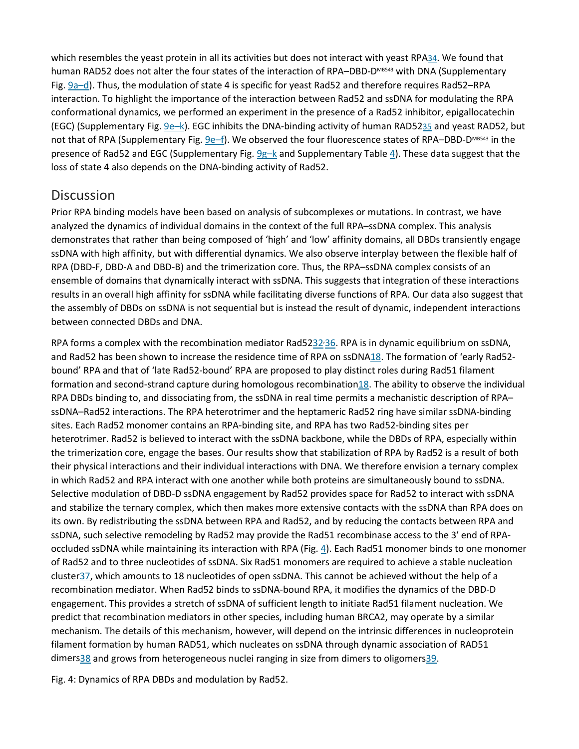which resembles the yeast protein in all its activities but does not interact with yeast RPA[34]. We found that human RAD52 does not alter the four states of the interaction of RPA–DBD-D$^{MB543}$ with DNA (Supplementary Fig. 9a–d). Thus, the modulation of state 4 is specific for yeast Rad52 and therefore requires Rad52–RPA interaction. To highlight the importance of the interaction between Rad52 and ssDNA for modulating the RPA conformational dynamics, we performed an experiment in the presence of a Rad52 inhibitor, epigallocatechin (EGC) (Supplementary Fig. 9e–k). EGC inhibits the DNA-binding activity of human RAD52[35] and yeast RAD52, but not that of RPA (Supplementary Fig. 9e–f). We observed the four fluorescence states of RPA–DBD-D$^{MB543}$ in the presence of Rad52 and EGC (Supplementary Fig. 9g–k and Supplementary Table 4). These data suggest that the loss of state 4 also depends on the DNA-binding activity of Rad52.

## Discussion

Prior RPA binding models have been based on analysis of subcomplexes or mutations. In contrast, we have analyzed the dynamics of individual domains in the context of the full RPA–ssDNA complex. This analysis demonstrates that rather than being composed of 'high' and 'low' affinity domains, all DBDs transiently engage ssDNA with high affinity, but with differential dynamics. We also observe interplay between the flexible half of RPA (DBD-F, DBD-A and DBD-B) and the trimerization core. Thus, the RPA–ssDNA complex consists of an ensemble of domains that dynamically interact with ssDNA. This suggests that integration of these interactions results in an overall high affinity for ssDNA while facilitating diverse functions of RPA. Our data also suggest that the assembly of DBDs on ssDNA is not sequential but is instead the result of dynamic, independent interactions between connected DBDs and DNA.

RPA forms a complex with the recombination mediator Rad52[32,36]. RPA is in dynamic equilibrium on ssDNA, and Rad52 has been shown to increase the residence time of RPA on ssDNA[18]. The formation of 'early Rad52-bound' RPA and that of 'late Rad52-bound' RPA are proposed to play distinct roles during Rad51 filament formation and second-strand capture during homologous recombination[18]. The ability to observe the individual RPA DBDs binding to, and dissociating from, the ssDNA in real time permits a mechanistic description of RPA–ssDNA–Rad52 interactions. The RPA heterotrimer and the heptameric Rad52 ring have similar ssDNA-binding sites. Each Rad52 monomer contains an RPA-binding site, and RPA has two Rad52-binding sites per heterotrimer. Rad52 is believed to interact with the ssDNA backbone, while the DBDs of RPA, especially within the trimerization core, engage the bases. Our results show that stabilization of RPA by Rad52 is a result of both their physical interactions and their individual interactions with DNA. We therefore envision a ternary complex in which Rad52 and RPA interact with one another while both proteins are simultaneously bound to ssDNA. Selective modulation of DBD-D ssDNA engagement by Rad52 provides space for Rad52 to interact with ssDNA and stabilize the ternary complex, which then makes more extensive contacts with the ssDNA than RPA does on its own. By redistributing the ssDNA between RPA and Rad52, and by reducing the contacts between RPA and ssDNA, such selective remodeling by Rad52 may provide the Rad51 recombinase access to the 3′ end of RPA-occluded ssDNA while maintaining its interaction with RPA (Fig. 4). Each Rad51 monomer binds to one monomer of Rad52 and to three nucleotides of ssDNA. Six Rad51 monomers are required to achieve a stable nucleation cluster[37], which amounts to 18 nucleotides of open ssDNA. This cannot be achieved without the help of a recombination mediator. When Rad52 binds to ssDNA-bound RPA, it modifies the dynamics of the DBD-D engagement. This provides a stretch of ssDNA of sufficient length to initiate Rad51 filament nucleation. We predict that recombination mediators in other species, including human BRCA2, may operate by a similar mechanism. The details of this mechanism, however, will depend on the intrinsic differences in nucleoprotein filament formation by human RAD51, which nucleates on ssDNA through dynamic association of RAD51 dimers[38] and grows from heterogeneous nuclei ranging in size from dimers to oligomers[39].

Fig. 4: Dynamics of RPA DBDs and modulation by Rad52.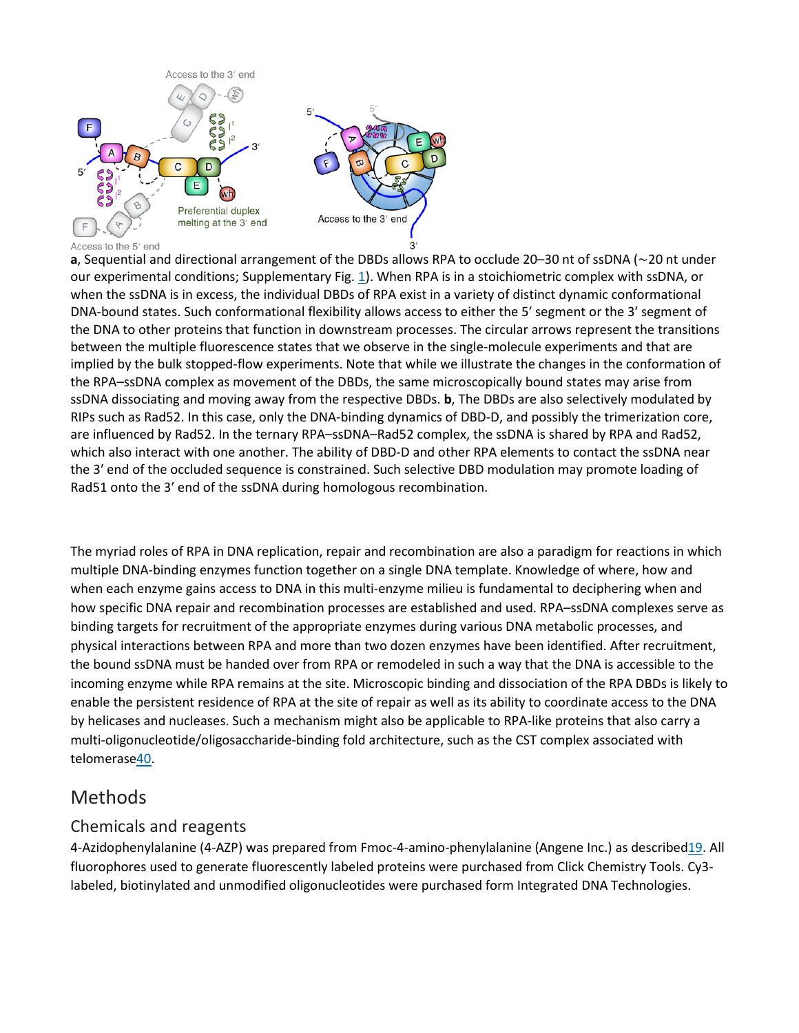**a**, Sequential and directional arrangement of the DBDs allows RPA to occlude 20–30 nt of ssDNA (~20 nt under our experimental conditions; Supplementary Fig. 1). When RPA is in a stoichiometric complex with ssDNA, or when the ssDNA is in excess, the individual DBDs of RPA exist in a variety of distinct dynamic conformational DNA-bound states. Such conformational flexibility allows access to either the 5′ segment or the 3′ segment of the DNA to other proteins that function in downstream processes. The circular arrows represent the transitions between the multiple fluorescence states that we observe in the single-molecule experiments and that are implied by the bulk stopped-flow experiments. Note that while we illustrate the changes in the conformation of the RPA–ssDNA complex as movement of the DBDs, the same microscopically bound states may arise from ssDNA dissociating and moving away from the respective DBDs. **b**, The DBDs are also selectively modulated by RIPs such as Rad52. In this case, only the DNA-binding dynamics of DBD-D, and possibly the trimerization core, are influenced by Rad52. In the ternary RPA–ssDNA–Rad52 complex, the ssDNA is shared by RPA and Rad52, which also interact with one another. The ability of DBD-D and other RPA elements to contact the ssDNA near the 3′ end of the occluded sequence is constrained. Such selective DBD modulation may promote loading of Rad51 onto the 3′ end of the ssDNA during homologous recombination.

The myriad roles of RPA in DNA replication, repair and recombination are also a paradigm for reactions in which multiple DNA-binding enzymes function together on a single DNA template. Knowledge of where, how and when each enzyme gains access to DNA in this multi-enzyme milieu is fundamental to deciphering when and how specific DNA repair and recombination processes are established and used. RPA–ssDNA complexes serve as binding targets for recruitment of the appropriate enzymes during various DNA metabolic processes, and physical interactions between RPA and more than two dozen enzymes have been identified. After recruitment, the bound ssDNA must be handed over from RPA or remodeled in such a way that the DNA is accessible to the incoming enzyme while RPA remains at the site. Microscopic binding and dissociation of the RPA DBDs is likely to enable the persistent residence of RPA at the site of repair as well as its ability to coordinate access to the DNA by helicases and nucleases. Such a mechanism might also be applicable to RPA-like proteins that also carry a multi-oligonucleotide/oligosaccharide-binding fold architecture, such as the CST complex associated with telomerase[40].

## Methods

### Chemicals and reagents

4-Azidophenylalanine (4-AZP) was prepared from Fmoc-4-amino-phenylalanine (Angene Inc.) as described[19]. All fluorophores used to generate fluorescently labeled proteins were purchased from Click Chemistry Tools. Cy3-labeled, biotinylated and unmodified oligonucleotides were purchased form Integrated DNA Technologies.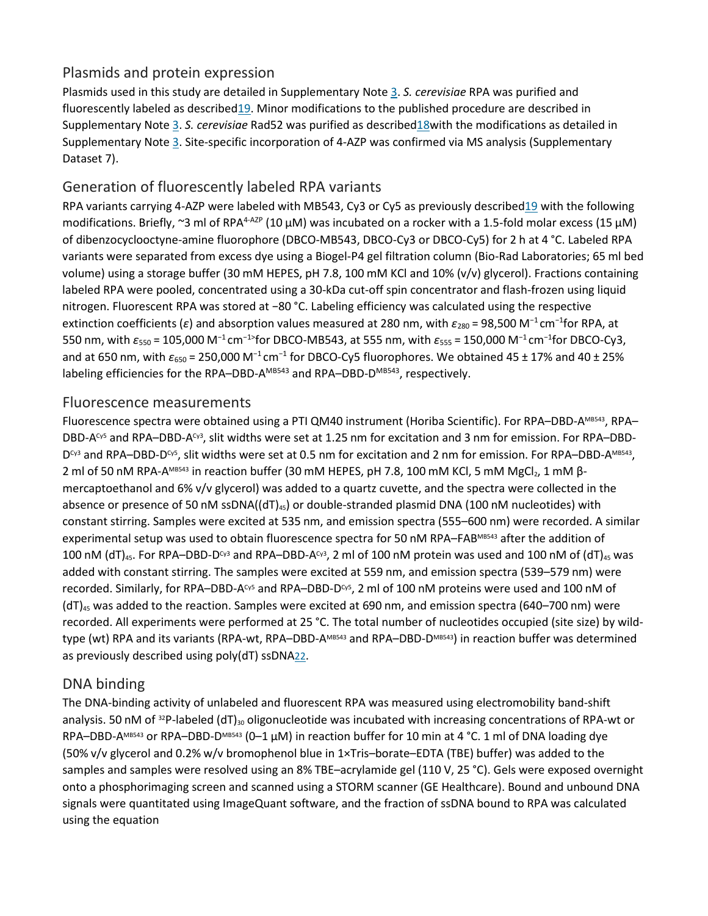## Plasmids and protein expression

Plasmids used in this study are detailed in Supplementary Note 3. *S. cerevisiae* RPA was purified and fluorescently labeled as described[19]. Minor modifications to the published procedure are described in Supplementary Note 3. *S. cerevisiae* Rad52 was purified as described[18]with the modifications as detailed in Supplementary Note 3. Site-specific incorporation of 4-AZP was confirmed via MS analysis (Supplementary Dataset 7).

## Generation of fluorescently labeled RPA variants

RPA variants carrying 4-AZP were labeled with MB543, Cy3 or Cy5 as previously described[19] with the following modifications. Briefly, ~3 ml of $RPA^{4\text{-}AZP}$ (10 µM) was incubated on a rocker with a 1.5-fold molar excess (15 µM) of dibenzocyclooctyne-amine fluorophore (DBCO-MB543, DBCO-Cy3 or DBCO-Cy5) for 2 h at 4 °C. Labeled RPA variants were separated from excess dye using a Biogel-P4 gel filtration column (Bio-Rad Laboratories; 65 ml bed volume) using a storage buffer (30 mM HEPES, pH 7.8, 100 mM KCl and 10% (v/v) glycerol). Fractions containing labeled RPA were pooled, concentrated using a 30-kDa cut-off spin concentrator and flash-frozen using liquid nitrogen. Fluorescent RPA was stored at −80 °C. Labeling efficiency was calculated using the respective extinction coefficients ($\varepsilon$) and absorption values measured at 280 nm, with $\varepsilon_{280}$ = 98,500 $M^{-1}cm^{-1}$for RPA, at 550 nm, with $\varepsilon_{550}$ = 105,000 $M^{-1}cm^{-1}$for DBCO-MB543, at 555 nm, with $\varepsilon_{555}$ = 150,000 $M^{-1}cm^{-1}$for DBCO-Cy3, and at 650 nm, with $\varepsilon_{650}$ = 250,000 $M^{-1}cm^{-1}$ for DBCO-Cy5 fluorophores. We obtained 45 ± 17% and 40 ± 25% labeling efficiencies for the RPA–DBD-$A^{MB543}$ and RPA–DBD-$D^{MB543}$, respectively.

## Fluorescence measurements

Fluorescence spectra were obtained using a PTI QM40 instrument (Horiba Scientific). For RPA–DBD-$A^{MB543}$, RPA–DBD-$A^{Cy5}$ and RPA–DBD-$A^{Cy3}$, slit widths were set at 1.25 nm for excitation and 3 nm for emission. For RPA–DBD-$D^{Cy3}$ and RPA–DBD-$D^{Cy5}$, slit widths were set at 0.5 nm for excitation and 2 nm for emission. For RPA–DBD-$A^{MB543}$, 2 ml of 50 nM RPA-$A^{MB543}$ in reaction buffer (30 mM HEPES, pH 7.8, 100 mM KCl, 5 mM $MgCl_2$, 1 mM β-mercaptoethanol and 6% v/v glycerol) was added to a quartz cuvette, and the spectra were collected in the absence or presence of 50 nM ssDNA($(dT)_{45}$) or double-stranded plasmid DNA (100 nM nucleotides) with constant stirring. Samples were excited at 535 nm, and emission spectra (555–600 nm) were recorded. A similar experimental setup was used to obtain fluorescence spectra for 50 nM RPA–$FAB^{MB543}$ after the addition of 100 nM $(dT)_{45}$. For RPA–DBD-$D^{Cy3}$ and RPA–DBD-$A^{Cy3}$, 2 ml of 100 nM protein was used and 100 nM of $(dT)_{45}$ was added with constant stirring. The samples were excited at 559 nm, and emission spectra (539–579 nm) were recorded. Similarly, for RPA–DBD-$A^{Cy5}$ and RPA–DBD-$D^{Cy5}$, 2 ml of 100 nM proteins were used and 100 nM of $(dT)_{45}$ was added to the reaction. Samples were excited at 690 nm, and emission spectra (640–700 nm) were recorded. All experiments were performed at 25 °C. The total number of nucleotides occupied (site size) by wild-type (wt) RPA and its variants (RPA-wt, RPA–DBD-$A^{MB543}$ and RPA–DBD-$D^{MB543}$) in reaction buffer was determined as previously described using poly(dT) ssDNA[22].

## DNA binding

The DNA-binding activity of unlabeled and fluorescent RPA was measured using electromobility band-shift analysis. 50 nM of $^{32}P$-labeled $(dT)_{30}$ oligonucleotide was incubated with increasing concentrations of RPA-wt or RPA–DBD-$A^{MB543}$ or RPA–DBD-$D^{MB543}$ (0–1 µM) in reaction buffer for 10 min at 4 °C. 1 ml of DNA loading dye (50% v/v glycerol and 0.2% w/v bromophenol blue in 1×Tris–borate–EDTA (TBE) buffer) was added to the samples and samples were resolved using an 8% TBE–acrylamide gel (110 V, 25 °C). Gels were exposed overnight onto a phosphorimaging screen and scanned using a STORM scanner (GE Healthcare). Bound and unbound DNA signals were quantitated using ImageQuant software, and the fraction of ssDNA bound to RPA was calculated using the equation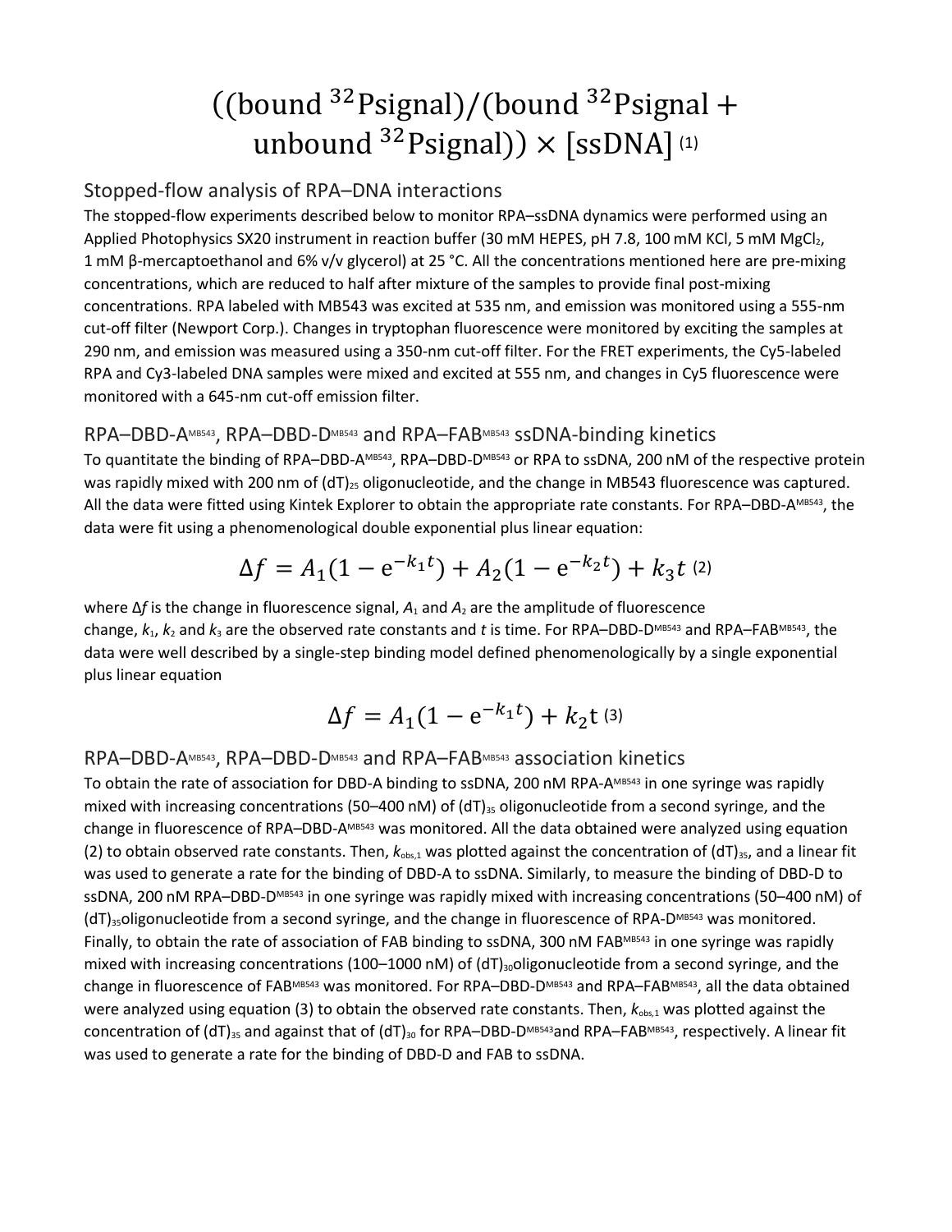$$((\text{bound } ^{32}\text{Psignal})/(\text{bound } ^{32}\text{Psignal} + \text{unbound } ^{32}\text{Psignal})) \times [\text{ssDNA}] \quad (1)$$

## Stopped-flow analysis of RPA–DNA interactions

The stopped-flow experiments described below to monitor RPA–ssDNA dynamics were performed using an Applied Photophysics SX20 instrument in reaction buffer (30 mM HEPES, pH 7.8, 100 mM KCl, 5 mM $MgCl_2$, 1 mM β-mercaptoethanol and 6% v/v glycerol) at 25 °C. All the concentrations mentioned here are pre-mixing concentrations, which are reduced to half after mixture of the samples to provide final post-mixing concentrations. RPA labeled with MB543 was excited at 535 nm, and emission was monitored using a 555-nm cut-off filter (Newport Corp.). Changes in tryptophan fluorescence were monitored by exciting the samples at 290 nm, and emission was measured using a 350-nm cut-off filter. For the FRET experiments, the Cy5-labeled RPA and Cy3-labeled DNA samples were mixed and excited at 555 nm, and changes in Cy5 fluorescence were monitored with a 645-nm cut-off emission filter.

## RPA–DBD-A$^{MB543}$, RPA–DBD-D$^{MB543}$ and RPA–FAB$^{MB543}$ ssDNA-binding kinetics

To quantitate the binding of RPA–DBD-A$^{MB543}$, RPA–DBD-D$^{MB543}$ or RPA to ssDNA, 200 nM of the respective protein was rapidly mixed with 200 nm of $(dT)_{25}$ oligonucleotide, and the change in MB543 fluorescence was captured. All the data were fitted using Kintek Explorer to obtain the appropriate rate constants. For RPA–DBD-A$^{MB543}$, the data were fit using a phenomenological double exponential plus linear equation:

$$\Delta f = A_1(1 - e^{-k_1 t}) + A_2(1 - e^{-k_2 t}) + k_3 t \quad (2)$$

where $\Delta f$ is the change in fluorescence signal, $A_1$ and $A_2$ are the amplitude of fluorescence change, $k_1$, $k_2$ and $k_3$ are the observed rate constants and $t$ is time. For RPA–DBD-D$^{MB543}$ and RPA–FAB$^{MB543}$, the data were well described by a single-step binding model defined phenomenologically by a single exponential plus linear equation

$$\Delta f = A_1(1 - e^{-k_1 t}) + k_2 t \quad (3)$$

## RPA–DBD-A$^{MB543}$, RPA–DBD-D$^{MB543}$ and RPA–FAB$^{MB543}$ association kinetics

To obtain the rate of association for DBD-A binding to ssDNA, 200 nM RPA-A$^{MB543}$ in one syringe was rapidly mixed with increasing concentrations (50–400 nM) of $(dT)_{35}$ oligonucleotide from a second syringe, and the change in fluorescence of RPA–DBD-A$^{MB543}$ was monitored. All the data obtained were analyzed using equation (2) to obtain observed rate constants. Then, $k_{obs,1}$ was plotted against the concentration of $(dT)_{35}$, and a linear fit was used to generate a rate for the binding of DBD-A to ssDNA. Similarly, to measure the binding of DBD-D to ssDNA, 200 nM RPA–DBD-D$^{MB543}$ in one syringe was rapidly mixed with increasing concentrations (50–400 nM) of $(dT)_{35}$oligonucleotide from a second syringe, and the change in fluorescence of RPA-D$^{MB543}$ was monitored. Finally, to obtain the rate of association of FAB binding to ssDNA, 300 nM FAB$^{MB543}$ in one syringe was rapidly mixed with increasing concentrations (100–1000 nM) of $(dT)_{30}$oligonucleotide from a second syringe, and the change in fluorescence of FAB$^{MB543}$ was monitored. For RPA–DBD-D$^{MB543}$ and RPA–FAB$^{MB543}$, all the data obtained were analyzed using equation (3) to obtain the observed rate constants. Then, $k_{obs,1}$ was plotted against the concentration of $(dT)_{35}$ and against that of $(dT)_{30}$ for RPA–DBD-D$^{MB543}$and RPA–FAB$^{MB543}$, respectively. A linear fit was used to generate a rate for the binding of DBD-D and FAB to ssDNA.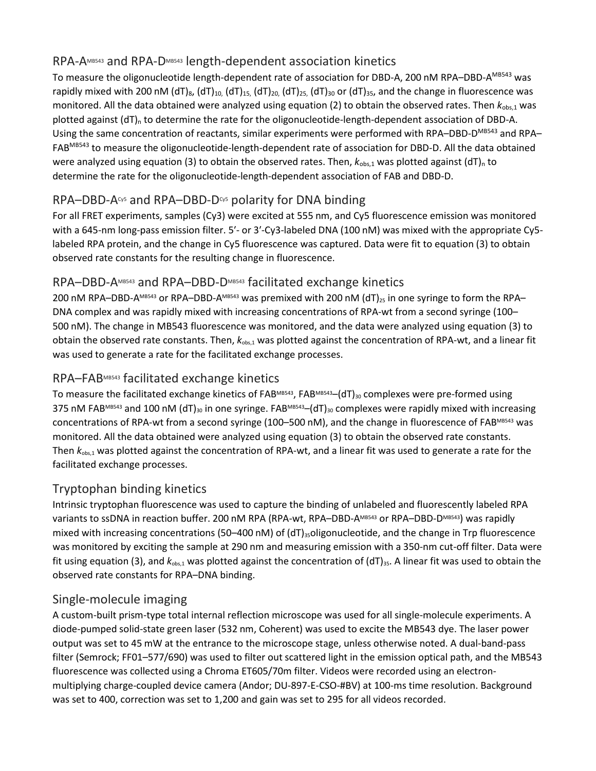## RPA-A$^{MB543}$ and RPA-D$^{MB543}$ length-dependent association kinetics

To measure the oligonucleotide length-dependent rate of association for DBD-A, 200 nM RPA–DBD-A$^{MB543}$ was rapidly mixed with 200 nM $(dT)_8$, $(dT)_{10}$, $(dT)_{15}$, $(dT)_{20}$, $(dT)_{25}$, $(dT)_{30}$ or $(dT)_{35}$, and the change in fluorescence was monitored. All the data obtained were analyzed using equation (2) to obtain the observed rates. Then $k_{obs,1}$ was plotted against $(dT)_n$ to determine the rate for the oligonucleotide-length-dependent association of DBD-A. Using the same concentration of reactants, similar experiments were performed with RPA–DBD-D$^{MB543}$ and RPA–FAB$^{MB543}$ to measure the oligonucleotide-length-dependent rate of association for DBD-D. All the data obtained were analyzed using equation (3) to obtain the observed rates. Then, $k_{obs,1}$ was plotted against $(dT)_n$ to determine the rate for the oligonucleotide-length-dependent association of FAB and DBD-D.

## RPA–DBD-A$^{Cy5}$ and RPA–DBD-D$^{Cy5}$ polarity for DNA binding

For all FRET experiments, samples (Cy3) were excited at 555 nm, and Cy5 fluorescence emission was monitored with a 645-nm long-pass emission filter. 5'- or 3'-Cy3-labeled DNA (100 nM) was mixed with the appropriate Cy5-labeled RPA protein, and the change in Cy5 fluorescence was captured. Data were fit to equation (3) to obtain observed rate constants for the resulting change in fluorescence.

## RPA–DBD-A$^{MB543}$ and RPA–DBD-D$^{MB543}$ facilitated exchange kinetics

200 nM RPA–DBD-A$^{MB543}$ or RPA–DBD-A$^{MB543}$ was premixed with 200 nM $(dT)_{25}$ in one syringe to form the RPA–DNA complex and was rapidly mixed with increasing concentrations of RPA-wt from a second syringe (100–500 nM). The change in MB543 fluorescence was monitored, and the data were analyzed using equation (3) to obtain the observed rate constants. Then, $k_{obs,1}$ was plotted against the concentration of RPA-wt, and a linear fit was used to generate a rate for the facilitated exchange processes.

## RPA–FAB$^{MB543}$ facilitated exchange kinetics

To measure the facilitated exchange kinetics of FAB$^{MB543}$, FAB$^{MB543}$–$(dT)_{30}$ complexes were pre-formed using 375 nM FAB$^{MB543}$ and 100 nM $(dT)_{30}$ in one syringe. FAB$^{MB543}$–$(dT)_{30}$ complexes were rapidly mixed with increasing concentrations of RPA-wt from a second syringe (100–500 nM), and the change in fluorescence of FAB$^{MB543}$ was monitored. All the data obtained were analyzed using equation (3) to obtain the observed rate constants. Then $k_{obs,1}$ was plotted against the concentration of RPA-wt, and a linear fit was used to generate a rate for the facilitated exchange processes.

## Tryptophan binding kinetics

Intrinsic tryptophan fluorescence was used to capture the binding of unlabeled and fluorescently labeled RPA variants to ssDNA in reaction buffer. 200 nM RPA (RPA-wt, RPA–DBD-A$^{MB543}$ or RPA–DBD-D$^{MB543}$) was rapidly mixed with increasing concentrations (50–400 nM) of $(dT)_{35}$oligonucleotide, and the change in Trp fluorescence was monitored by exciting the sample at 290 nm and measuring emission with a 350-nm cut-off filter. Data were fit using equation (3), and $k_{obs,1}$ was plotted against the concentration of $(dT)_{35}$. A linear fit was used to obtain the observed rate constants for RPA–DNA binding.

## Single-molecule imaging

A custom-built prism-type total internal reflection microscope was used for all single-molecule experiments. A diode-pumped solid-state green laser (532 nm, Coherent) was used to excite the MB543 dye. The laser power output was set to 45 mW at the entrance to the microscope stage, unless otherwise noted. A dual-band-pass filter (Semrock; FF01–577/690) was used to filter out scattered light in the emission optical path, and the MB543 fluorescence was collected using a Chroma ET605/70m filter. Videos were recorded using an electron-multiplying charge-coupled device camera (Andor; DU-897-E-CSO-#BV) at 100-ms time resolution. Background was set to 400, correction was set to 1,200 and gain was set to 295 for all videos recorded.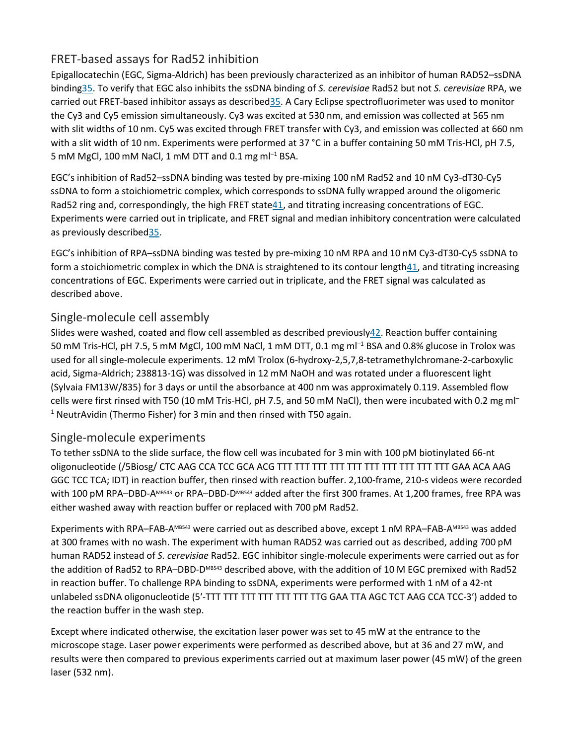## FRET-based assays for Rad52 inhibition

Epigallocatechin (EGC, Sigma-Aldrich) has been previously characterized as an inhibitor of human RAD52–ssDNA binding[35]. To verify that EGC also inhibits the ssDNA binding of *S. cerevisiae* Rad52 but not *S. cerevisiae* RPA, we carried out FRET-based inhibitor assays as described[35]. A Cary Eclipse spectrofluorimeter was used to monitor the Cy3 and Cy5 emission simultaneously. Cy3 was excited at 530 nm, and emission was collected at 565 nm with slit widths of 10 nm. Cy5 was excited through FRET transfer with Cy3, and emission was collected at 660 nm with a slit width of 10 nm. Experiments were performed at 37 °C in a buffer containing 50 mM Tris-HCl, pH 7.5, 5 mM MgCl, 100 mM NaCl, 1 mM DTT and 0.1 mg $ml^{-1}$ BSA.

EGC's inhibition of Rad52–ssDNA binding was tested by pre-mixing 100 nM Rad52 and 10 nM Cy3-dT30-Cy5 ssDNA to form a stoichiometric complex, which corresponds to ssDNA fully wrapped around the oligomeric Rad52 ring and, correspondingly, the high FRET state[41], and titrating increasing concentrations of EGC. Experiments were carried out in triplicate, and FRET signal and median inhibitory concentration were calculated as previously described[35].

EGC's inhibition of RPA–ssDNA binding was tested by pre-mixing 10 nM RPA and 10 nM Cy3-dT30-Cy5 ssDNA to form a stoichiometric complex in which the DNA is straightened to its contour length[41], and titrating increasing concentrations of EGC. Experiments were carried out in triplicate, and the FRET signal was calculated as described above.

## Single-molecule cell assembly

Slides were washed, coated and flow cell assembled as described previously[42]. Reaction buffer containing 50 mM Tris-HCl, pH 7.5, 5 mM MgCl, 100 mM NaCl, 1 mM DTT, 0.1 mg $ml^{-1}$ BSA and 0.8% glucose in Trolox was used for all single-molecule experiments. 12 mM Trolox (6-hydroxy-2,5,7,8-tetramethylchromane-2-carboxylic acid, Sigma-Aldrich; 238813-1G) was dissolved in 12 mM NaOH and was rotated under a fluorescent light (Sylvaia FM13W/835) for 3 days or until the absorbance at 400 nm was approximately 0.119. Assembled flow cells were first rinsed with T50 (10 mM Tris-HCl, pH 7.5, and 50 mM NaCl), then were incubated with 0.2 mg $ml^{-1}$ NeutrAvidin (Thermo Fisher) for 3 min and then rinsed with T50 again.

## Single-molecule experiments

To tether ssDNA to the slide surface, the flow cell was incubated for 3 min with 100 pM biotinylated 66-nt oligonucleotide (/5Biosg/ CTC AAG CCA TCC GCA ACG TTT TTT TTT TTT TTT TTT TTT TTT TTT TTT GAA ACA AAG GGC TCC TCA; IDT) in reaction buffer, then rinsed with reaction buffer. 2,100-frame, 210-s videos were recorded with 100 pM RPA–DBD-$A^{MB543}$ or RPA–DBD-$D^{MB543}$ added after the first 300 frames. At 1,200 frames, free RPA was either washed away with reaction buffer or replaced with 700 pM Rad52.

Experiments with RPA–FAB-$A^{MB543}$ were carried out as described above, except 1 nM RPA–FAB-$A^{MB543}$ was added at 300 frames with no wash. The experiment with human RAD52 was carried out as described, adding 700 pM human RAD52 instead of *S. cerevisiae* Rad52. EGC inhibitor single-molecule experiments were carried out as for the addition of Rad52 to RPA–DBD-$D^{MB543}$ described above, with the addition of 10 M EGC premixed with Rad52 in reaction buffer. To challenge RPA binding to ssDNA, experiments were performed with 1 nM of a 42-nt unlabeled ssDNA oligonucleotide (5′-TTT TTT TTT TTT TTT TTT TTG GAA TTA AGC TCT AAG CCA TCC-3′) added to the reaction buffer in the wash step.

Except where indicated otherwise, the excitation laser power was set to 45 mW at the entrance to the microscope stage. Laser power experiments were performed as described above, but at 36 and 27 mW, and results were then compared to previous experiments carried out at maximum laser power (45 mW) of the green laser (532 nm).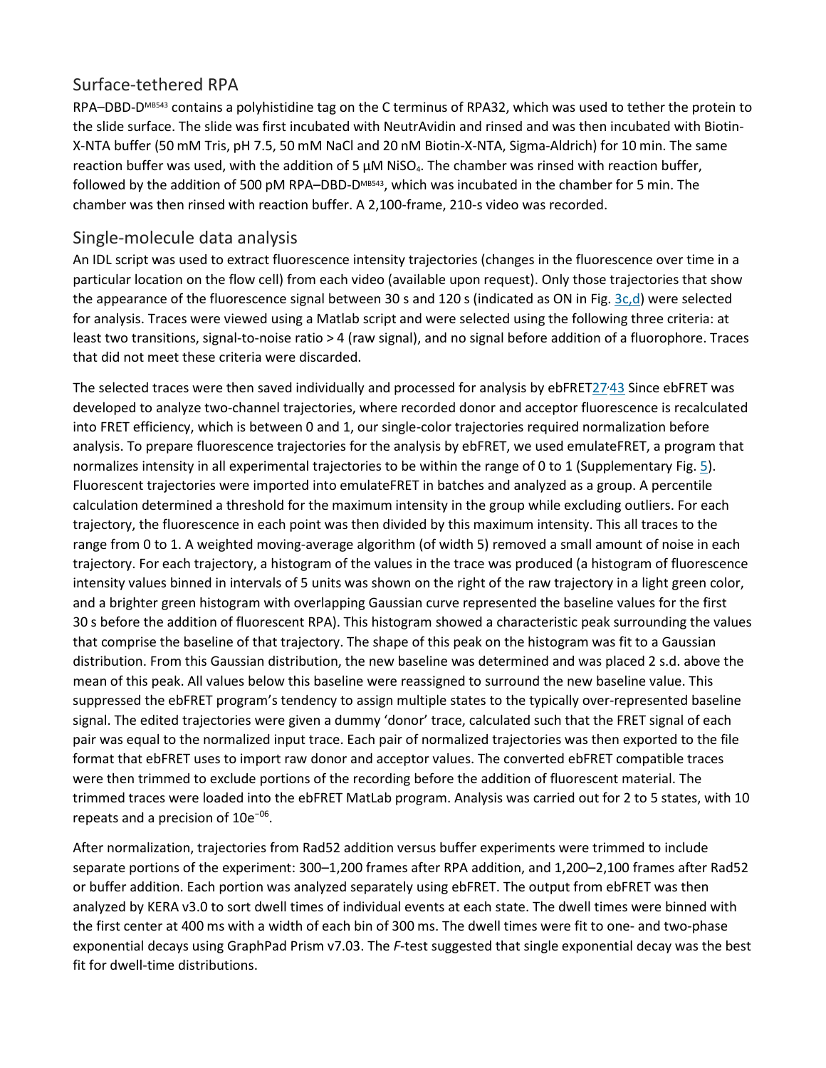## Surface-tethered RPA

RPA–DBD-D[MB543] contains a polyhistidine tag on the C terminus of RPA32, which was used to tether the protein to the slide surface. The slide was first incubated with NeutrAvidin and rinsed and was then incubated with Biotin-X-NTA buffer (50 mM Tris, pH 7.5, 50 mM NaCl and 20 nM Biotin-X-NTA, Sigma-Aldrich) for 10 min. The same reaction buffer was used, with the addition of 5 µM $NiSO_4$. The chamber was rinsed with reaction buffer, followed by the addition of 500 pM RPA–DBD-D[MB543], which was incubated in the chamber for 5 min. The chamber was then rinsed with reaction buffer. A 2,100-frame, 210-s video was recorded.

## Single-molecule data analysis

An IDL script was used to extract fluorescence intensity trajectories (changes in the fluorescence over time in a particular location on the flow cell) from each video (available upon request). Only those trajectories that show the appearance of the fluorescence signal between 30 s and 120 s (indicated as ON in Fig. 3c,d) were selected for analysis. Traces were viewed using a Matlab script and were selected using the following three criteria: at least two transitions, signal-to-noise ratio > 4 (raw signal), and no signal before addition of a fluorophore. Traces that did not meet these criteria were discarded.

The selected traces were then saved individually and processed for analysis by ebFRET[27,43] Since ebFRET was developed to analyze two-channel trajectories, where recorded donor and acceptor fluorescence is recalculated into FRET efficiency, which is between 0 and 1, our single-color trajectories required normalization before analysis. To prepare fluorescence trajectories for the analysis by ebFRET, we used emulateFRET, a program that normalizes intensity in all experimental trajectories to be within the range of 0 to 1 (Supplementary Fig. 5). Fluorescent trajectories were imported into emulateFRET in batches and analyzed as a group. A percentile calculation determined a threshold for the maximum intensity in the group while excluding outliers. For each trajectory, the fluorescence in each point was then divided by this maximum intensity. This all traces to the range from 0 to 1. A weighted moving-average algorithm (of width 5) removed a small amount of noise in each trajectory. For each trajectory, a histogram of the values in the trace was produced (a histogram of fluorescence intensity values binned in intervals of 5 units was shown on the right of the raw trajectory in a light green color, and a brighter green histogram with overlapping Gaussian curve represented the baseline values for the first 30 s before the addition of fluorescent RPA). This histogram showed a characteristic peak surrounding the values that comprise the baseline of that trajectory. The shape of this peak on the histogram was fit to a Gaussian distribution. From this Gaussian distribution, the new baseline was determined and was placed 2 s.d. above the mean of this peak. All values below this baseline were reassigned to surround the new baseline value. This suppressed the ebFRET program's tendency to assign multiple states to the typically over-represented baseline signal. The edited trajectories were given a dummy 'donor' trace, calculated such that the FRET signal of each pair was equal to the normalized input trace. Each pair of normalized trajectories was then exported to the file format that ebFRET uses to import raw donor and acceptor values. The converted ebFRET compatible traces were then trimmed to exclude portions of the recording before the addition of fluorescent material. The trimmed traces were loaded into the ebFRET MatLab program. Analysis was carried out for 2 to 5 states, with 10 repeats and a precision of $10e^{-06}$.

After normalization, trajectories from Rad52 addition versus buffer experiments were trimmed to include separate portions of the experiment: 300–1,200 frames after RPA addition, and 1,200–2,100 frames after Rad52 or buffer addition. Each portion was analyzed separately using ebFRET. The output from ebFRET was then analyzed by KERA v3.0 to sort dwell times of individual events at each state. The dwell times were binned with the first center at 400 ms with a width of each bin of 300 ms. The dwell times were fit to one- and two-phase exponential decays using GraphPad Prism v7.03. The *F*-test suggested that single exponential decay was the best fit for dwell-time distributions.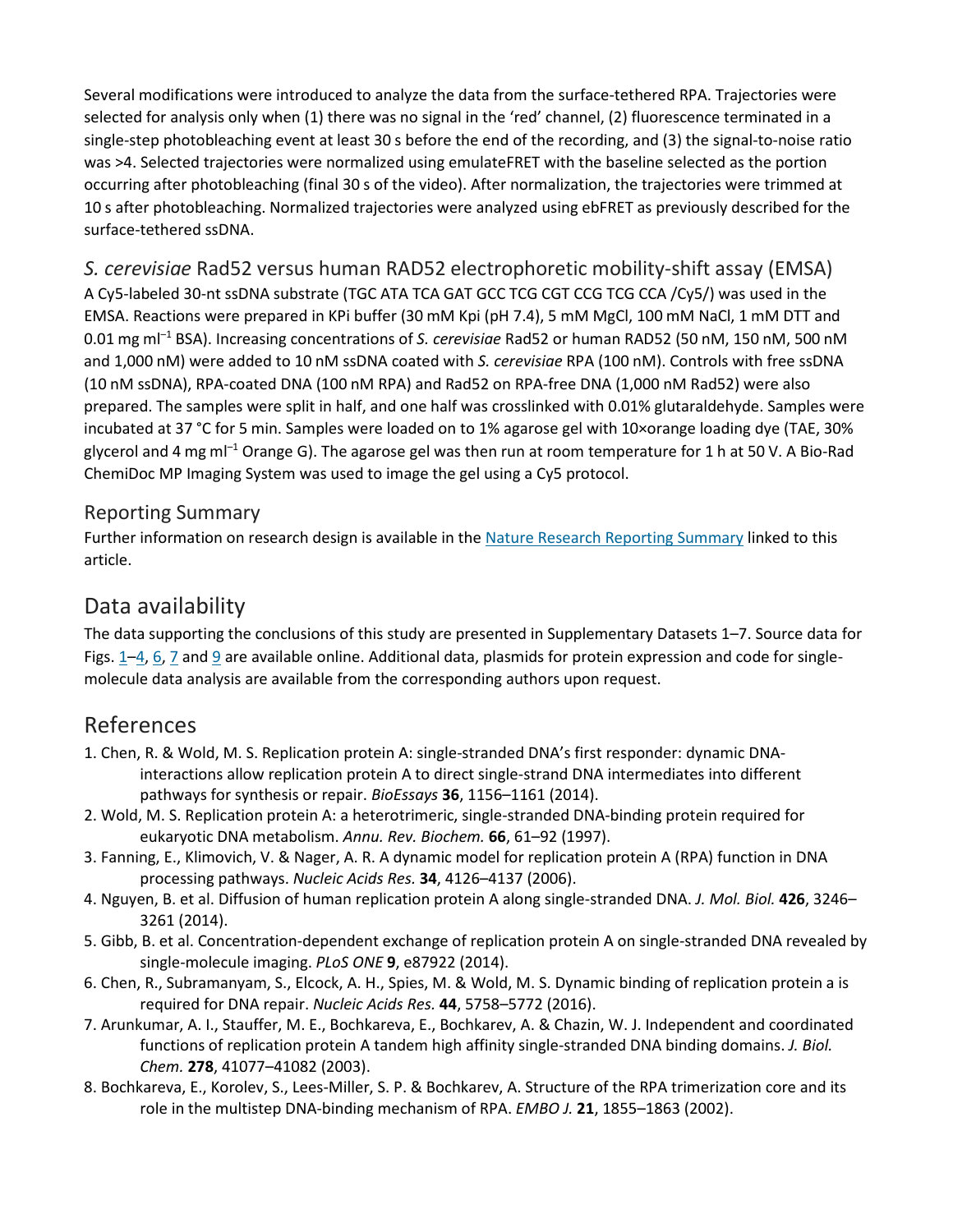Several modifications were introduced to analyze the data from the surface-tethered RPA. Trajectories were selected for analysis only when (1) there was no signal in the 'red' channel, (2) fluorescence terminated in a single-step photobleaching event at least 30 s before the end of the recording, and (3) the signal-to-noise ratio was >4. Selected trajectories were normalized using emulateFRET with the baseline selected as the portion occurring after photobleaching (final 30 s of the video). After normalization, the trajectories were trimmed at 10 s after photobleaching. Normalized trajectories were analyzed using ebFRET as previously described for the surface-tethered ssDNA.

## *S. cerevisiae* Rad52 versus human RAD52 electrophoretic mobility-shift assay (EMSA)

A Cy5-labeled 30-nt ssDNA substrate (TGC ATA TCA GAT GCC TCG CGT CCG TCG CCA /Cy5/) was used in the EMSA. Reactions were prepared in KPi buffer (30 mM Kpi (pH 7.4), 5 mM MgCl, 100 mM NaCl, 1 mM DTT and 0.01 mg ml$^{-1}$ BSA). Increasing concentrations of *S. cerevisiae* Rad52 or human RAD52 (50 nM, 150 nM, 500 nM and 1,000 nM) were added to 10 nM ssDNA coated with *S. cerevisiae* RPA (100 nM). Controls with free ssDNA (10 nM ssDNA), RPA-coated DNA (100 nM RPA) and Rad52 on RPA-free DNA (1,000 nM Rad52) were also prepared. The samples were split in half, and one half was crosslinked with 0.01% glutaraldehyde. Samples were incubated at 37 °C for 5 min. Samples were loaded on to 1% agarose gel with 10×orange loading dye (TAE, 30% glycerol and 4 mg ml$^{-1}$ Orange G). The agarose gel was then run at room temperature for 1 h at 50 V. A Bio-Rad ChemiDoc MP Imaging System was used to image the gel using a Cy5 protocol.

## Reporting Summary

Further information on research design is available in the Nature Research Reporting Summary linked to this article.

# Data availability

The data supporting the conclusions of this study are presented in Supplementary Datasets 1–7. Source data for Figs. 1–4, 6, 7 and 9 are available online. Additional data, plasmids for protein expression and code for single-molecule data analysis are available from the corresponding authors upon request.

# References

1. Chen, R. & Wold, M. S. Replication protein A: single-stranded DNA's first responder: dynamic DNA-interactions allow replication protein A to direct single-strand DNA intermediates into different pathways for synthesis or repair. *BioEssays* **36**, 1156–1161 (2014).
2. Wold, M. S. Replication protein A: a heterotrimeric, single-stranded DNA-binding protein required for eukaryotic DNA metabolism. *Annu. Rev. Biochem.* **66**, 61–92 (1997).
3. Fanning, E., Klimovich, V. & Nager, A. R. A dynamic model for replication protein A (RPA) function in DNA processing pathways. *Nucleic Acids Res.* **34**, 4126–4137 (2006).
4. Nguyen, B. et al. Diffusion of human replication protein A along single-stranded DNA. *J. Mol. Biol.* **426**, 3246–3261 (2014).
5. Gibb, B. et al. Concentration-dependent exchange of replication protein A on single-stranded DNA revealed by single-molecule imaging. *PLoS ONE* **9**, e87922 (2014).
6. Chen, R., Subramanyam, S., Elcock, A. H., Spies, M. & Wold, M. S. Dynamic binding of replication protein a is required for DNA repair. *Nucleic Acids Res.* **44**, 5758–5772 (2016).
7. Arunkumar, A. I., Stauffer, M. E., Bochkareva, E., Bochkarev, A. & Chazin, W. J. Independent and coordinated functions of replication protein A tandem high affinity single-stranded DNA binding domains. *J. Biol. Chem.* **278**, 41077–41082 (2003).
8. Bochkareva, E., Korolev, S., Lees-Miller, S. P. & Bochkarev, A. Structure of the RPA trimerization core and its role in the multistep DNA-binding mechanism of RPA. *EMBO J.* **21**, 1855–1863 (2002).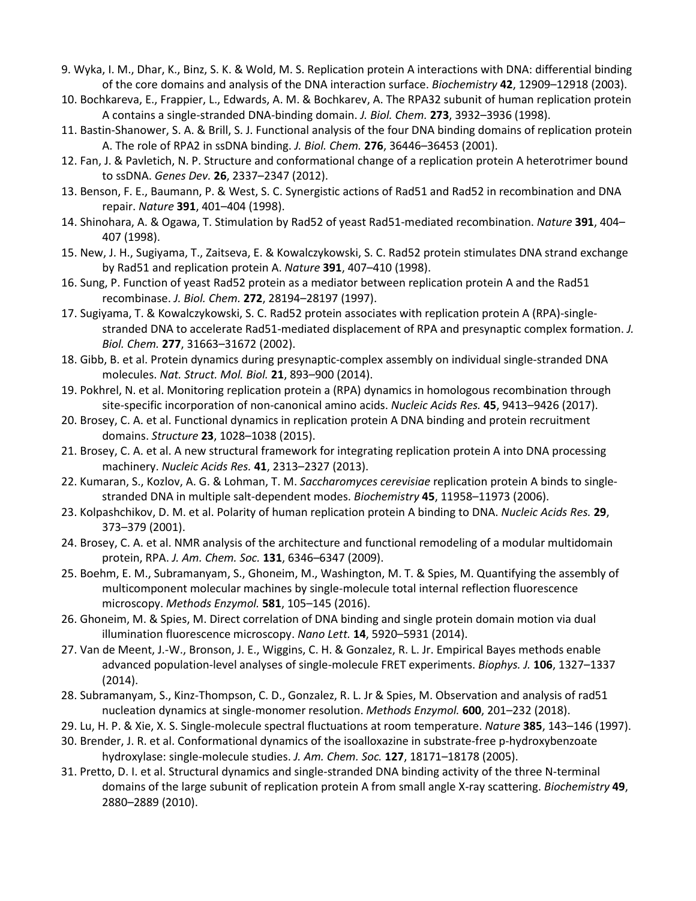9. Wyka, I. M., Dhar, K., Binz, S. K. & Wold, M. S. Replication protein A interactions with DNA: differential binding of the core domains and analysis of the DNA interaction surface. *Biochemistry* **42**, 12909–12918 (2003).
10. Bochkareva, E., Frappier, L., Edwards, A. M. & Bochkarev, A. The RPA32 subunit of human replication protein A contains a single-stranded DNA-binding domain. *J. Biol. Chem.* **273**, 3932–3936 (1998).
11. Bastin-Shanower, S. A. & Brill, S. J. Functional analysis of the four DNA binding domains of replication protein A. The role of RPA2 in ssDNA binding. *J. Biol. Chem.* **276**, 36446–36453 (2001).
12. Fan, J. & Pavletich, N. P. Structure and conformational change of a replication protein A heterotrimer bound to ssDNA. *Genes Dev.* **26**, 2337–2347 (2012).
13. Benson, F. E., Baumann, P. & West, S. C. Synergistic actions of Rad51 and Rad52 in recombination and DNA repair. *Nature* **391**, 401–404 (1998).
14. Shinohara, A. & Ogawa, T. Stimulation by Rad52 of yeast Rad51-mediated recombination. *Nature* **391**, 404–407 (1998).
15. New, J. H., Sugiyama, T., Zaitseva, E. & Kowalczykowski, S. C. Rad52 protein stimulates DNA strand exchange by Rad51 and replication protein A. *Nature* **391**, 407–410 (1998).
16. Sung, P. Function of yeast Rad52 protein as a mediator between replication protein A and the Rad51 recombinase. *J. Biol. Chem.* **272**, 28194–28197 (1997).
17. Sugiyama, T. & Kowalczykowski, S. C. Rad52 protein associates with replication protein A (RPA)-single-stranded DNA to accelerate Rad51-mediated displacement of RPA and presynaptic complex formation. *J. Biol. Chem.* **277**, 31663–31672 (2002).
18. Gibb, B. et al. Protein dynamics during presynaptic-complex assembly on individual single-stranded DNA molecules. *Nat. Struct. Mol. Biol.* **21**, 893–900 (2014).
19. Pokhrel, N. et al. Monitoring replication protein a (RPA) dynamics in homologous recombination through site-specific incorporation of non-canonical amino acids. *Nucleic Acids Res.* **45**, 9413–9426 (2017).
20. Brosey, C. A. et al. Functional dynamics in replication protein A DNA binding and protein recruitment domains. *Structure* **23**, 1028–1038 (2015).
21. Brosey, C. A. et al. A new structural framework for integrating replication protein A into DNA processing machinery. *Nucleic Acids Res.* **41**, 2313–2327 (2013).
22. Kumaran, S., Kozlov, A. G. & Lohman, T. M. *Saccharomyces cerevisiae* replication protein A binds to single-stranded DNA in multiple salt-dependent modes. *Biochemistry* **45**, 11958–11973 (2006).
23. Kolpashchikov, D. M. et al. Polarity of human replication protein A binding to DNA. *Nucleic Acids Res.* **29**, 373–379 (2001).
24. Brosey, C. A. et al. NMR analysis of the architecture and functional remodeling of a modular multidomain protein, RPA. *J. Am. Chem. Soc.* **131**, 6346–6347 (2009).
25. Boehm, E. M., Subramanyam, S., Ghoneim, M., Washington, M. T. & Spies, M. Quantifying the assembly of multicomponent molecular machines by single-molecule total internal reflection fluorescence microscopy. *Methods Enzymol.* **581**, 105–145 (2016).
26. Ghoneim, M. & Spies, M. Direct correlation of DNA binding and single protein domain motion via dual illumination fluorescence microscopy. *Nano Lett.* **14**, 5920–5931 (2014).
27. Van de Meent, J.-W., Bronson, J. E., Wiggins, C. H. & Gonzalez, R. L. Jr. Empirical Bayes methods enable advanced population-level analyses of single-molecule FRET experiments. *Biophys. J.* **106**, 1327–1337 (2014).
28. Subramanyam, S., Kinz-Thompson, C. D., Gonzalez, R. L. Jr & Spies, M. Observation and analysis of rad51 nucleation dynamics at single-monomer resolution. *Methods Enzymol.* **600**, 201–232 (2018).
29. Lu, H. P. & Xie, X. S. Single-molecule spectral fluctuations at room temperature. *Nature* **385**, 143–146 (1997).
30. Brender, J. R. et al. Conformational dynamics of the isoalloxazine in substrate-free p-hydroxybenzoate hydroxylase: single-molecule studies. *J. Am. Chem. Soc.* **127**, 18171–18178 (2005).
31. Pretto, D. I. et al. Structural dynamics and single-stranded DNA binding activity of the three N-terminal domains of the large subunit of replication protein A from small angle X-ray scattering. *Biochemistry* **49**, 2880–2889 (2010).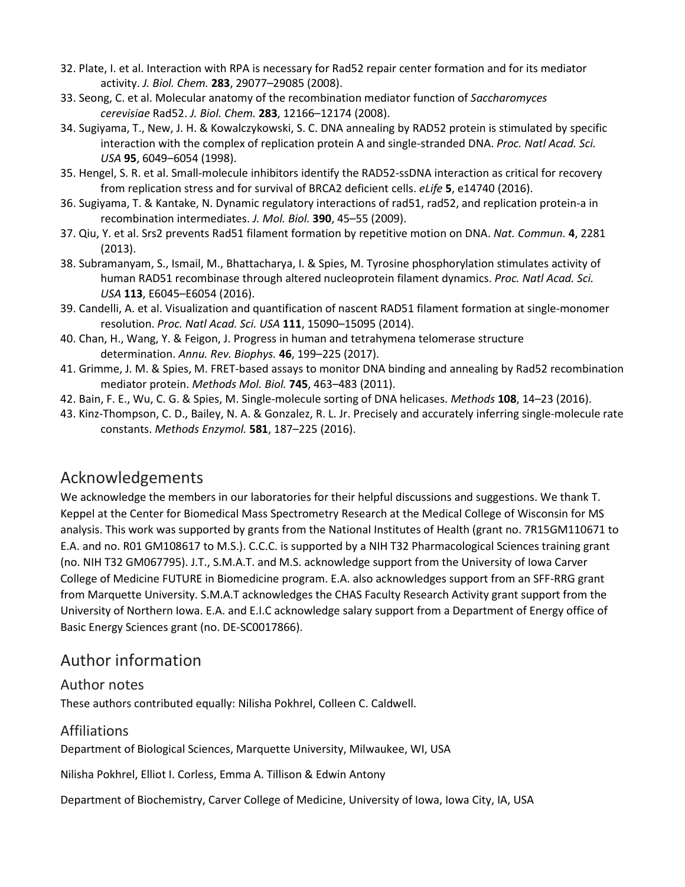32. Plate, I. et al. Interaction with RPA is necessary for Rad52 repair center formation and for its mediator activity. *J. Biol. Chem.* **283**, 29077–29085 (2008).
33. Seong, C. et al. Molecular anatomy of the recombination mediator function of *Saccharomyces cerevisiae* Rad52. *J. Biol. Chem.* **283**, 12166–12174 (2008).
34. Sugiyama, T., New, J. H. & Kowalczykowski, S. C. DNA annealing by RAD52 protein is stimulated by specific interaction with the complex of replication protein A and single-stranded DNA. *Proc. Natl Acad. Sci. USA* **95**, 6049–6054 (1998).
35. Hengel, S. R. et al. Small-molecule inhibitors identify the RAD52-ssDNA interaction as critical for recovery from replication stress and for survival of BRCA2 deficient cells. *eLife* **5**, e14740 (2016).
36. Sugiyama, T. & Kantake, N. Dynamic regulatory interactions of rad51, rad52, and replication protein-a in recombination intermediates. *J. Mol. Biol.* **390**, 45–55 (2009).
37. Qiu, Y. et al. Srs2 prevents Rad51 filament formation by repetitive motion on DNA. *Nat. Commun.* **4**, 2281 (2013).
38. Subramanyam, S., Ismail, M., Bhattacharya, I. & Spies, M. Tyrosine phosphorylation stimulates activity of human RAD51 recombinase through altered nucleoprotein filament dynamics. *Proc. Natl Acad. Sci. USA* **113**, E6045–E6054 (2016).
39. Candelli, A. et al. Visualization and quantification of nascent RAD51 filament formation at single-monomer resolution. *Proc. Natl Acad. Sci. USA* **111**, 15090–15095 (2014).
40. Chan, H., Wang, Y. & Feigon, J. Progress in human and tetrahymena telomerase structure determination. *Annu. Rev. Biophys.* **46**, 199–225 (2017).
41. Grimme, J. M. & Spies, M. FRET-based assays to monitor DNA binding and annealing by Rad52 recombination mediator protein. *Methods Mol. Biol.* **745**, 463–483 (2011).
42. Bain, F. E., Wu, C. G. & Spies, M. Single-molecule sorting of DNA helicases. *Methods* **108**, 14–23 (2016).
43. Kinz-Thompson, C. D., Bailey, N. A. & Gonzalez, R. L. Jr. Precisely and accurately inferring single-molecule rate constants. *Methods Enzymol.* **581**, 187–225 (2016).

## Acknowledgements

We acknowledge the members in our laboratories for their helpful discussions and suggestions. We thank T. Keppel at the Center for Biomedical Mass Spectrometry Research at the Medical College of Wisconsin for MS analysis. This work was supported by grants from the National Institutes of Health (grant no. 7R15GM110671 to E.A. and no. R01 GM108617 to M.S.). C.C.C. is supported by a NIH T32 Pharmacological Sciences training grant (no. NIH T32 GM067795). J.T., S.M.A.T. and M.S. acknowledge support from the University of Iowa Carver College of Medicine FUTURE in Biomedicine program. E.A. also acknowledges support from an SFF-RRG grant from Marquette University. S.M.A.T acknowledges the CHAS Faculty Research Activity grant support from the University of Northern Iowa. E.A. and E.I.C acknowledge salary support from a Department of Energy office of Basic Energy Sciences grant (no. DE-SC0017866).

## Author information

### Author notes

These authors contributed equally: Nilisha Pokhrel, Colleen C. Caldwell.

### Affiliations

Department of Biological Sciences, Marquette University, Milwaukee, WI, USA

Nilisha Pokhrel, Elliot I. Corless, Emma A. Tillison & Edwin Antony

Department of Biochemistry, Carver College of Medicine, University of Iowa, Iowa City, IA, USA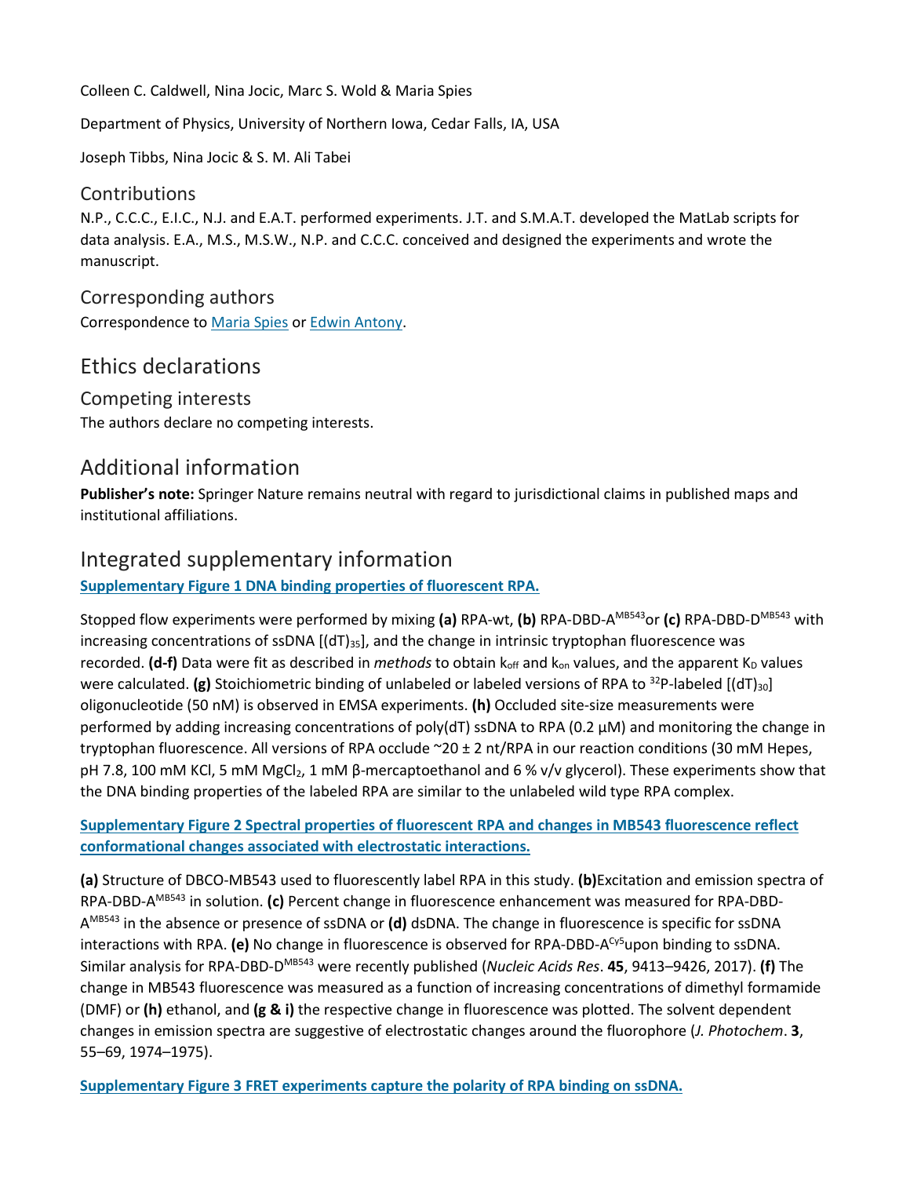Colleen C. Caldwell, Nina Jocic, Marc S. Wold & Maria Spies

Department of Physics, University of Northern Iowa, Cedar Falls, IA, USA

Joseph Tibbs, Nina Jocic & S. M. Ali Tabei

### Contributions

N.P., C.C.C., E.I.C., N.J. and E.A.T. performed experiments. J.T. and S.M.A.T. developed the MatLab scripts for data analysis. E.A., M.S., M.S.W., N.P. and C.C.C. conceived and designed the experiments and wrote the manuscript.

### Corresponding authors

Correspondence to Maria Spies or Edwin Antony.

## Ethics declarations

### Competing interests

The authors declare no competing interests.

## Additional information

**Publisher's note:** Springer Nature remains neutral with regard to jurisdictional claims in published maps and institutional affiliations.

## Integrated supplementary information

**Supplementary Figure 1 DNA binding properties of fluorescent RPA.**

Stopped flow experiments were performed by mixing **(a)** RPA-wt, **(b)** RPA-DBD-$A^{MB543}$or **(c)** RPA-DBD-$D^{MB543}$ with increasing concentrations of ssDNA [$(dT)_{35}$], and the change in intrinsic tryptophan fluorescence was recorded. **(d-f)** Data were fit as described in *methods* to obtain $k_{off}$ and $k_{on}$ values, and the apparent $K_D$ values were calculated. **(g)** Stoichiometric binding of unlabeled or labeled versions of RPA to $^{32}$P-labeled [$(dT)_{30}$] oligonucleotide (50 nM) is observed in EMSA experiments. **(h)** Occluded site-size measurements were performed by adding increasing concentrations of poly(dT) ssDNA to RPA (0.2 µM) and monitoring the change in tryptophan fluorescence. All versions of RPA occlude ~20 ± 2 nt/RPA in our reaction conditions (30 mM Hepes, pH 7.8, 100 mM KCl, 5 mM $MgCl_2$, 1 mM β-mercaptoethanol and 6 % v/v glycerol). These experiments show that the DNA binding properties of the labeled RPA are similar to the unlabeled wild type RPA complex.

**Supplementary Figure 2 Spectral properties of fluorescent RPA and changes in MB543 fluorescence reflect conformational changes associated with electrostatic interactions.**

**(a)** Structure of DBCO-MB543 used to fluorescently label RPA in this study. **(b)**Excitation and emission spectra of RPA-DBD-$A^{MB543}$ in solution. **(c)** Percent change in fluorescence enhancement was measured for RPA-DBD-$A^{MB543}$ in the absence or presence of ssDNA or **(d)** dsDNA. The change in fluorescence is specific for ssDNA interactions with RPA. **(e)** No change in fluorescence is observed for RPA-DBD-$A^{Cy5}$upon binding to ssDNA. Similar analysis for RPA-DBD-$D^{MB543}$ were recently published (*Nucleic Acids Res*. **45**, 9413–9426, 2017). **(f)** The change in MB543 fluorescence was measured as a function of increasing concentrations of dimethyl formamide (DMF) or **(h)** ethanol, and **(g & i)** the respective change in fluorescence was plotted. The solvent dependent changes in emission spectra are suggestive of electrostatic changes around the fluorophore (*J. Photochem*. **3**, 55–69, 1974–1975).

**Supplementary Figure 3 FRET experiments capture the polarity of RPA binding on ssDNA.**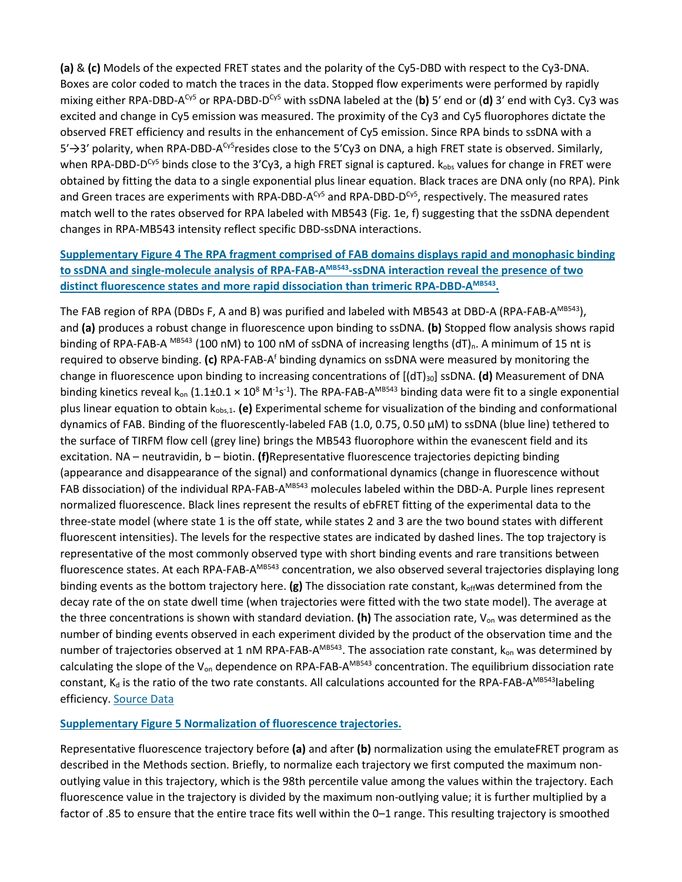**(a)** & **(c)** Models of the expected FRET states and the polarity of the Cy5-DBD with respect to the Cy3-DNA. Boxes are color coded to match the traces in the data. Stopped flow experiments were performed by rapidly mixing either RPA-DBD-A$^{Cy5}$ or RPA-DBD-D$^{Cy5}$ with ssDNA labeled at the (**b**) 5′ end or (**d**) 3′ end with Cy3. Cy3 was excited and change in Cy5 emission was measured. The proximity of the Cy3 and Cy5 fluorophores dictate the observed FRET efficiency and results in the enhancement of Cy5 emission. Since RPA binds to ssDNA with a 5′→3′ polarity, when RPA-DBD-A$^{Cy5}$resides close to the 5′Cy3 on DNA, a high FRET state is observed. Similarly, when RPA-DBD-D$^{Cy5}$ binds close to the 3′Cy3, a high FRET signal is captured. $k_{obs}$ values for change in FRET were obtained by fitting the data to a single exponential plus linear equation. Black traces are DNA only (no RPA). Pink and Green traces are experiments with RPA-DBD-A$^{Cy5}$ and RPA-DBD-D$^{Cy5}$, respectively. The measured rates match well to the rates observed for RPA labeled with MB543 (Fig. 1e, f) suggesting that the ssDNA dependent changes in RPA-MB543 intensity reflect specific DBD-ssDNA interactions.

**Supplementary Figure 4 The RPA fragment comprised of FAB domains displays rapid and monophasic binding to ssDNA and single-molecule analysis of RPA-FAB-A$^{MB543}$-ssDNA interaction reveal the presence of two distinct fluorescence states and more rapid dissociation than trimeric RPA-DBD-A$^{MB543}$.**

The FAB region of RPA (DBDs F, A and B) was purified and labeled with MB543 at DBD-A (RPA-FAB-A$^{MB543}$), and **(a)** produces a robust change in fluorescence upon binding to ssDNA. **(b)** Stopped flow analysis shows rapid binding of RPA-FAB-A $^{MB543}$ (100 nM) to 100 nM of ssDNA of increasing lengths $(dT)_n$. A minimum of 15 nt is required to observe binding. **(c)** RPA-FAB-A$^f$ binding dynamics on ssDNA were measured by monitoring the change in fluorescence upon binding to increasing concentrations of $[(dT)_{30}]$ ssDNA. **(d)** Measurement of DNA binding kinetics reveal $k_{on}$ ($1.1 \pm 0.1 \times 10^8$ $M^{-1}s^{-1}$). The RPA-FAB-A$^{MB543}$ binding data were fit to a single exponential plus linear equation to obtain $k_{obs,1}$. **(e)** Experimental scheme for visualization of the binding and conformational dynamics of FAB. Binding of the fluorescently-labeled FAB (1.0, 0.75, 0.50 µM) to ssDNA (blue line) tethered to the surface of TIRFM flow cell (grey line) brings the MB543 fluorophore within the evanescent field and its excitation. NA – neutravidin, b – biotin. **(f)**Representative fluorescence trajectories depicting binding (appearance and disappearance of the signal) and conformational dynamics (change in fluorescence without FAB dissociation) of the individual RPA-FAB-A$^{MB543}$ molecules labeled within the DBD-A. Purple lines represent normalized fluorescence. Black lines represent the results of ebFRET fitting of the experimental data to the three-state model (where state 1 is the off state, while states 2 and 3 are the two bound states with different fluorescent intensities). The levels for the respective states are indicated by dashed lines. The top trajectory is representative of the most commonly observed type with short binding events and rare transitions between fluorescence states. At each RPA-FAB-A$^{MB543}$ concentration, we also observed several trajectories displaying long binding events as the bottom trajectory here. **(g)** The dissociation rate constant, $k_{off}$was determined from the decay rate of the on state dwell time (when trajectories were fitted with the two state model). The average at the three concentrations is shown with standard deviation. **(h)** The association rate, $V_{on}$ was determined as the number of binding events observed in each experiment divided by the product of the observation time and the number of trajectories observed at 1 nM RPA-FAB-A$^{MB543}$. The association rate constant, $k_{on}$ was determined by calculating the slope of the $V_{on}$ dependence on RPA-FAB-A$^{MB543}$ concentration. The equilibrium dissociation rate constant, $K_d$ is the ratio of the two rate constants. All calculations accounted for the RPA-FAB-A$^{MB543}$labeling efficiency. Source Data

**Supplementary Figure 5 Normalization of fluorescence trajectories.**

Representative fluorescence trajectory before **(a)** and after **(b)** normalization using the emulateFRET program as described in the Methods section. Briefly, to normalize each trajectory we first computed the maximum non-outlying value in this trajectory, which is the 98th percentile value among the values within the trajectory. Each fluorescence value in the trajectory is divided by the maximum non-outlying value; it is further multiplied by a factor of .85 to ensure that the entire trace fits well within the 0–1 range. This resulting trajectory is smoothed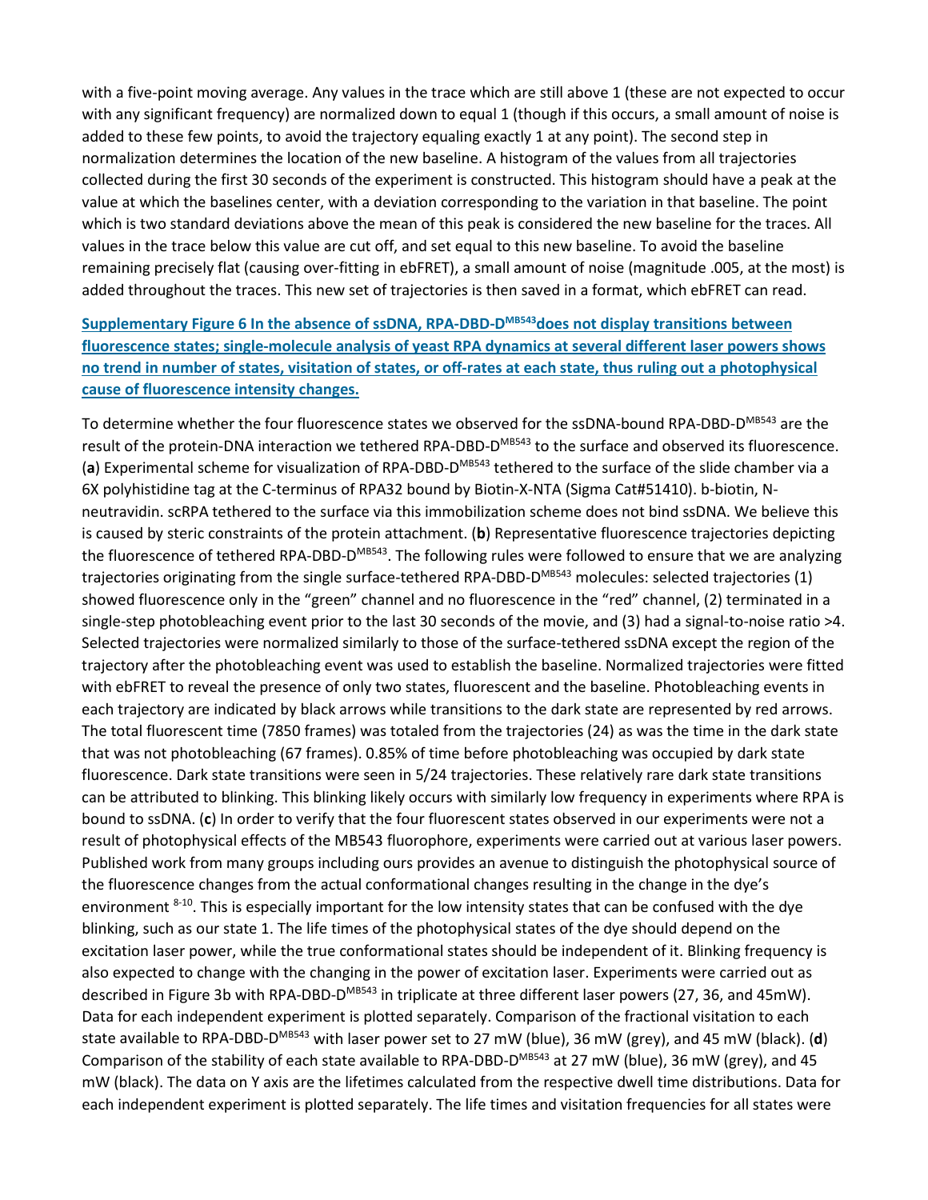with a five-point moving average. Any values in the trace which are still above 1 (these are not expected to occur with any significant frequency) are normalized down to equal 1 (though if this occurs, a small amount of noise is added to these few points, to avoid the trajectory equaling exactly 1 at any point). The second step in normalization determines the location of the new baseline. A histogram of the values from all trajectories collected during the first 30 seconds of the experiment is constructed. This histogram should have a peak at the value at which the baselines center, with a deviation corresponding to the variation in that baseline. The point which is two standard deviations above the mean of this peak is considered the new baseline for the traces. All values in the trace below this value are cut off, and set equal to this new baseline. To avoid the baseline remaining precisely flat (causing over-fitting in ebFRET), a small amount of noise (magnitude .005, at the most) is added throughout the traces. This new set of trajectories is then saved in a format, which ebFRET can read.

**Supplementary Figure 6 In the absence of ssDNA, RPA-DBD-D$^{MB543}$does not display transitions between fluorescence states; single-molecule analysis of yeast RPA dynamics at several different laser powers shows no trend in number of states, visitation of states, or off-rates at each state, thus ruling out a photophysical cause of fluorescence intensity changes.**

To determine whether the four fluorescence states we observed for the ssDNA-bound RPA-DBD-D$^{MB543}$ are the result of the protein-DNA interaction we tethered RPA-DBD-D$^{MB543}$ to the surface and observed its fluorescence. (**a**) Experimental scheme for visualization of RPA-DBD-D$^{MB543}$ tethered to the surface of the slide chamber via a 6X polyhistidine tag at the C-terminus of RPA32 bound by Biotin-X-NTA (Sigma Cat#51410). b-biotin, N-neutravidin. scRPA tethered to the surface via this immobilization scheme does not bind ssDNA. We believe this is caused by steric constraints of the protein attachment. (**b**) Representative fluorescence trajectories depicting the fluorescence of tethered RPA-DBD-D$^{MB543}$. The following rules were followed to ensure that we are analyzing trajectories originating from the single surface-tethered RPA-DBD-D$^{MB543}$ molecules: selected trajectories (1) showed fluorescence only in the "green" channel and no fluorescence in the "red" channel, (2) terminated in a single-step photobleaching event prior to the last 30 seconds of the movie, and (3) had a signal-to-noise ratio >4. Selected trajectories were normalized similarly to those of the surface-tethered ssDNA except the region of the trajectory after the photobleaching event was used to establish the baseline. Normalized trajectories were fitted with ebFRET to reveal the presence of only two states, fluorescent and the baseline. Photobleaching events in each trajectory are indicated by black arrows while transitions to the dark state are represented by red arrows. The total fluorescent time (7850 frames) was totaled from the trajectories (24) as was the time in the dark state that was not photobleaching (67 frames). 0.85% of time before photobleaching was occupied by dark state fluorescence. Dark state transitions were seen in 5/24 trajectories. These relatively rare dark state transitions can be attributed to blinking. This blinking likely occurs with similarly low frequency in experiments where RPA is bound to ssDNA. (**c**) In order to verify that the four fluorescent states observed in our experiments were not a result of photophysical effects of the MB543 fluorophore, experiments were carried out at various laser powers. Published work from many groups including ours provides an avenue to distinguish the photophysical source of the fluorescence changes from the actual conformational changes resulting in the change in the dye's environment [8-10]. This is especially important for the low intensity states that can be confused with the dye blinking, such as our state 1. The life times of the photophysical states of the dye should depend on the excitation laser power, while the true conformational states should be independent of it. Blinking frequency is also expected to change with the changing in the power of excitation laser. Experiments were carried out as described in Figure 3b with RPA-DBD-D$^{MB543}$ in triplicate at three different laser powers (27, 36, and 45mW). Data for each independent experiment is plotted separately. Comparison of the fractional visitation to each state available to RPA-DBD-D$^{MB543}$ with laser power set to 27 mW (blue), 36 mW (grey), and 45 mW (black). (**d**) Comparison of the stability of each state available to RPA-DBD-D$^{MB543}$ at 27 mW (blue), 36 mW (grey), and 45 mW (black). The data on Y axis are the lifetimes calculated from the respective dwell time distributions. Data for each independent experiment is plotted separately. The life times and visitation frequencies for all states were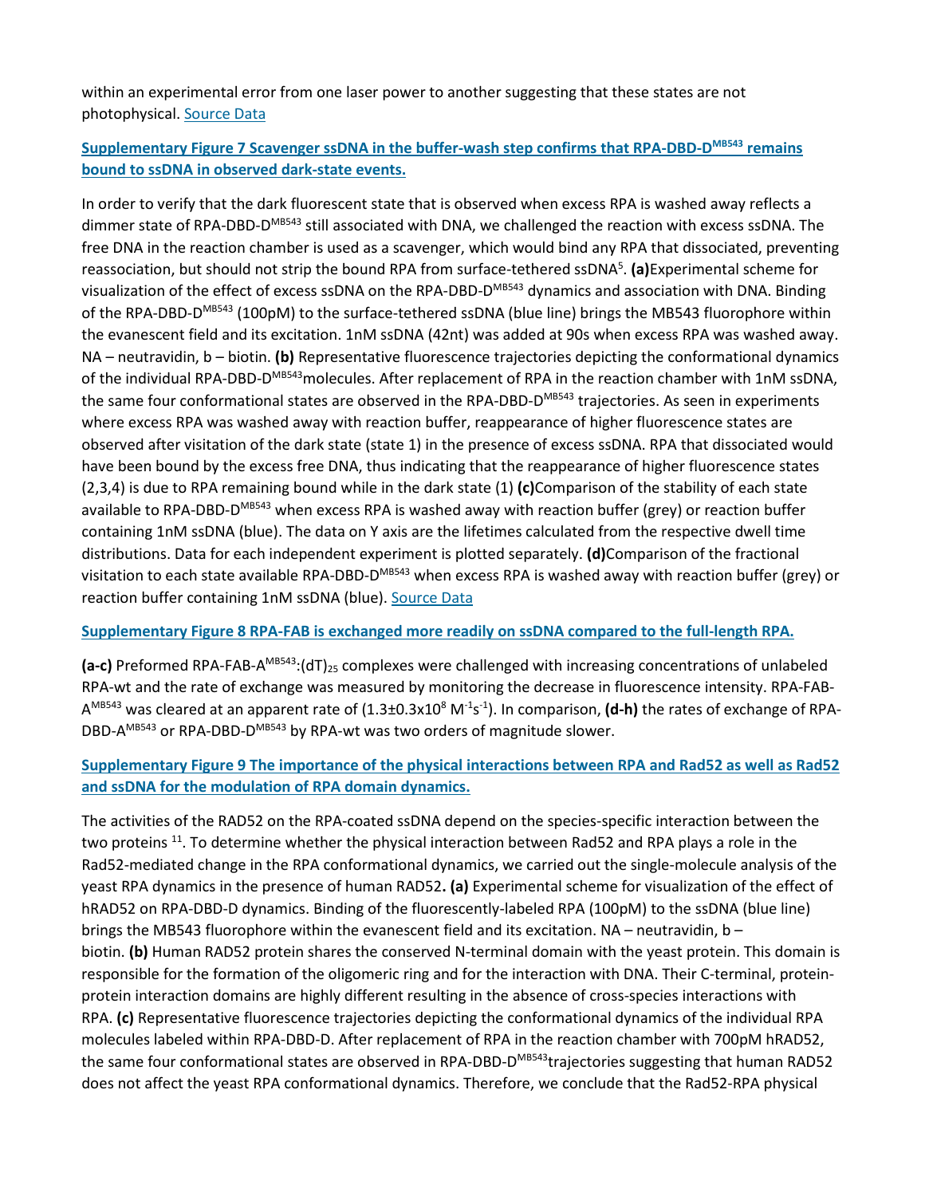within an experimental error from one laser power to another suggesting that these states are not photophysical. Source Data

### Supplementary Figure 7 Scavenger ssDNA in the buffer-wash step confirms that RPA-DBD-D$^{MB543}$ remains bound to ssDNA in observed dark-state events.

In order to verify that the dark fluorescent state that is observed when excess RPA is washed away reflects a dimmer state of RPA-DBD-D$^{MB543}$ still associated with DNA, we challenged the reaction with excess ssDNA. The free DNA in the reaction chamber is used as a scavenger, which would bind any RPA that dissociated, preventing reassociation, but should not strip the bound RPA from surface-tethered ssDNA[5]. **(a)** Experimental scheme for visualization of the effect of excess ssDNA on the RPA-DBD-D$^{MB543}$ dynamics and association with DNA. Binding of the RPA-DBD-D$^{MB543}$ (100pM) to the surface-tethered ssDNA (blue line) brings the MB543 fluorophore within the evanescent field and its excitation. 1nM ssDNA (42nt) was added at 90s when excess RPA was washed away. NA – neutravidin, b – biotin. **(b)** Representative fluorescence trajectories depicting the conformational dynamics of the individual RPA-DBD-D$^{MB543}$ molecules. After replacement of RPA in the reaction chamber with 1nM ssDNA, the same four conformational states are observed in the RPA-DBD-D$^{MB543}$ trajectories. As seen in experiments where excess RPA was washed away with reaction buffer, reappearance of higher fluorescence states are observed after visitation of the dark state (state 1) in the presence of excess ssDNA. RPA that dissociated would have been bound by the excess free DNA, thus indicating that the reappearance of higher fluorescence states (2,3,4) is due to RPA remaining bound while in the dark state (1) **(c)** Comparison of the stability of each state available to RPA-DBD-D$^{MB543}$ when excess RPA is washed away with reaction buffer (grey) or reaction buffer containing 1nM ssDNA (blue). The data on Y axis are the lifetimes calculated from the respective dwell time distributions. Data for each independent experiment is plotted separately. **(d)** Comparison of the fractional visitation to each state available RPA-DBD-D$^{MB543}$ when excess RPA is washed away with reaction buffer (grey) or reaction buffer containing 1nM ssDNA (blue). Source Data

### Supplementary Figure 8 RPA-FAB is exchanged more readily on ssDNA compared to the full-length RPA.

**(a-c)** Preformed RPA-FAB-A$^{MB543}$:(dT)$_{25}$ complexes were challenged with increasing concentrations of unlabeled RPA-wt and the rate of exchange was measured by monitoring the decrease in fluorescence intensity. RPA-FAB-A$^{MB543}$ was cleared at an apparent rate of ($1.3\pm0.3\times10^{8}$ $M^{-1}s^{-1}$). In comparison, **(d-h)** the rates of exchange of RPA-DBD-A$^{MB543}$ or RPA-DBD-D$^{MB543}$ by RPA-wt was two orders of magnitude slower.

### Supplementary Figure 9 The importance of the physical interactions between RPA and Rad52 as well as Rad52 and ssDNA for the modulation of RPA domain dynamics.

The activities of the RAD52 on the RPA-coated ssDNA depend on the species-specific interaction between the two proteins [11]. To determine whether the physical interaction between Rad52 and RPA plays a role in the Rad52-mediated change in the RPA conformational dynamics, we carried out the single-molecule analysis of the yeast RPA dynamics in the presence of human RAD52**. (a)** Experimental scheme for visualization of the effect of hRAD52 on RPA-DBD-D dynamics. Binding of the fluorescently-labeled RPA (100pM) to the ssDNA (blue line) brings the MB543 fluorophore within the evanescent field and its excitation. NA – neutravidin, b – biotin. **(b)** Human RAD52 protein shares the conserved N-terminal domain with the yeast protein. This domain is responsible for the formation of the oligomeric ring and for the interaction with DNA. Their C-terminal, protein-protein interaction domains are highly different resulting in the absence of cross-species interactions with RPA. **(c)** Representative fluorescence trajectories depicting the conformational dynamics of the individual RPA molecules labeled within RPA-DBD-D. After replacement of RPA in the reaction chamber with 700pM hRAD52, the same four conformational states are observed in RPA-DBD-D$^{MB543}$trajectories suggesting that human RAD52 does not affect the yeast RPA conformational dynamics. Therefore, we conclude that the Rad52-RPA physical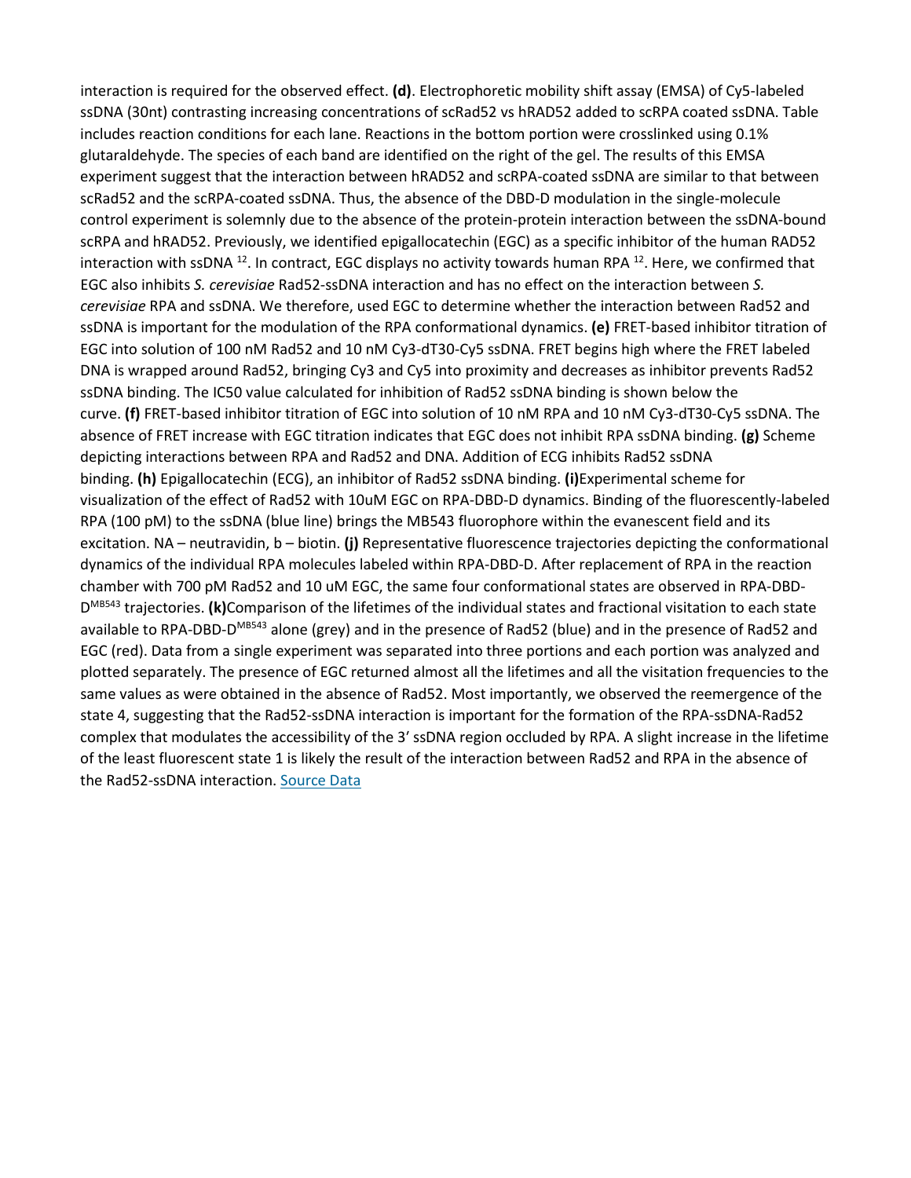interaction is required for the observed effect. **(d)**. Electrophoretic mobility shift assay (EMSA) of Cy5-labeled ssDNA (30nt) contrasting increasing concentrations of scRad52 vs hRAD52 added to scRPA coated ssDNA. Table includes reaction conditions for each lane. Reactions in the bottom portion were crosslinked using 0.1% glutaraldehyde. The species of each band are identified on the right of the gel. The results of this EMSA experiment suggest that the interaction between hRAD52 and scRPA-coated ssDNA are similar to that between scRad52 and the scRPA-coated ssDNA. Thus, the absence of the DBD-D modulation in the single-molecule control experiment is solemnly due to the absence of the protein-protein interaction between the ssDNA-bound scRPA and hRAD52. Previously, we identified epigallocatechin (EGC) as a specific inhibitor of the human RAD52 interaction with ssDNA [12]. In contract, EGC displays no activity towards human RPA [12]. Here, we confirmed that EGC also inhibits *S. cerevisiae* Rad52-ssDNA interaction and has no effect on the interaction between *S. cerevisiae* RPA and ssDNA. We therefore, used EGC to determine whether the interaction between Rad52 and ssDNA is important for the modulation of the RPA conformational dynamics. **(e)** FRET-based inhibitor titration of EGC into solution of 100 nM Rad52 and 10 nM Cy3-dT30-Cy5 ssDNA. FRET begins high where the FRET labeled DNA is wrapped around Rad52, bringing Cy3 and Cy5 into proximity and decreases as inhibitor prevents Rad52 ssDNA binding. The IC50 value calculated for inhibition of Rad52 ssDNA binding is shown below the curve. **(f)** FRET-based inhibitor titration of EGC into solution of 10 nM RPA and 10 nM Cy3-dT30-Cy5 ssDNA. The absence of FRET increase with EGC titration indicates that EGC does not inhibit RPA ssDNA binding. **(g)** Scheme depicting interactions between RPA and Rad52 and DNA. Addition of ECG inhibits Rad52 ssDNA binding. **(h)** Epigallocatechin (ECG), an inhibitor of Rad52 ssDNA binding. **(i)** Experimental scheme for visualization of the effect of Rad52 with 10uM EGC on RPA-DBD-D dynamics. Binding of the fluorescently-labeled RPA (100 pM) to the ssDNA (blue line) brings the MB543 fluorophore within the evanescent field and its excitation. NA – neutravidin, b – biotin. **(j)** Representative fluorescence trajectories depicting the conformational dynamics of the individual RPA molecules labeled within RPA-DBD-D. After replacement of RPA in the reaction chamber with 700 pM Rad52 and 10 uM EGC, the same four conformational states are observed in RPA-DBD-$D^{MB543}$ trajectories. **(k)** Comparison of the lifetimes of the individual states and fractional visitation to each state available to RPA-DBD-$D^{MB543}$ alone (grey) and in the presence of Rad52 (blue) and in the presence of Rad52 and EGC (red). Data from a single experiment was separated into three portions and each portion was analyzed and plotted separately. The presence of EGC returned almost all the lifetimes and all the visitation frequencies to the same values as were obtained in the absence of Rad52. Most importantly, we observed the reemergence of the state 4, suggesting that the Rad52-ssDNA interaction is important for the formation of the RPA-ssDNA-Rad52 complex that modulates the accessibility of the 3' ssDNA region occluded by RPA. A slight increase in the lifetime of the least fluorescent state 1 is likely the result of the interaction between Rad52 and RPA in the absence of the Rad52-ssDNA interaction. Source Data